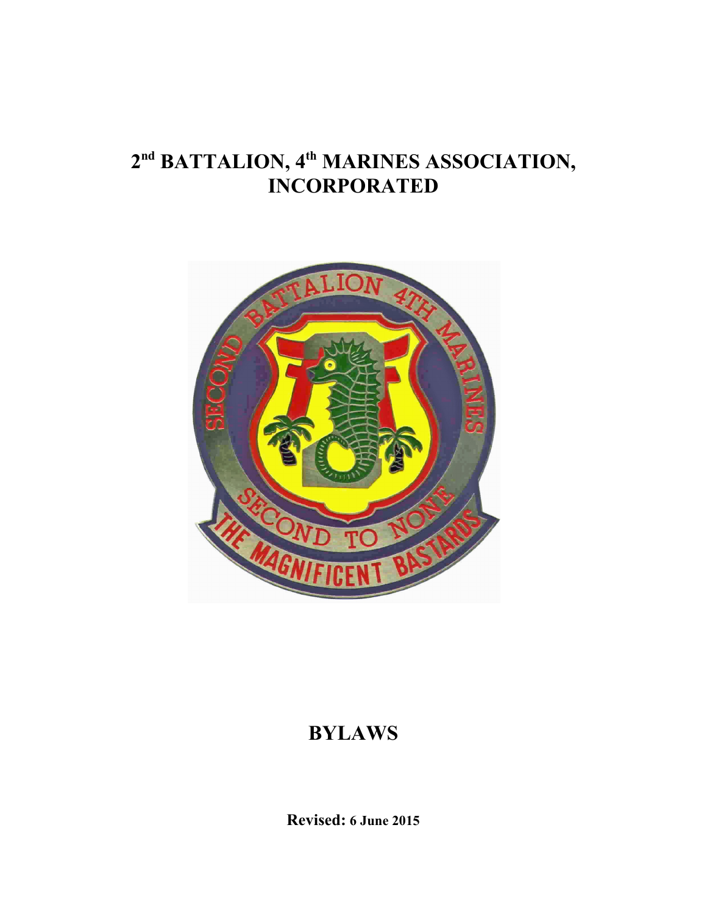# 2nd BATTALION, 4th MARINES ASSOCIATION, INCORPORATED

# BYLAWS

**Revised: 6 June 2015**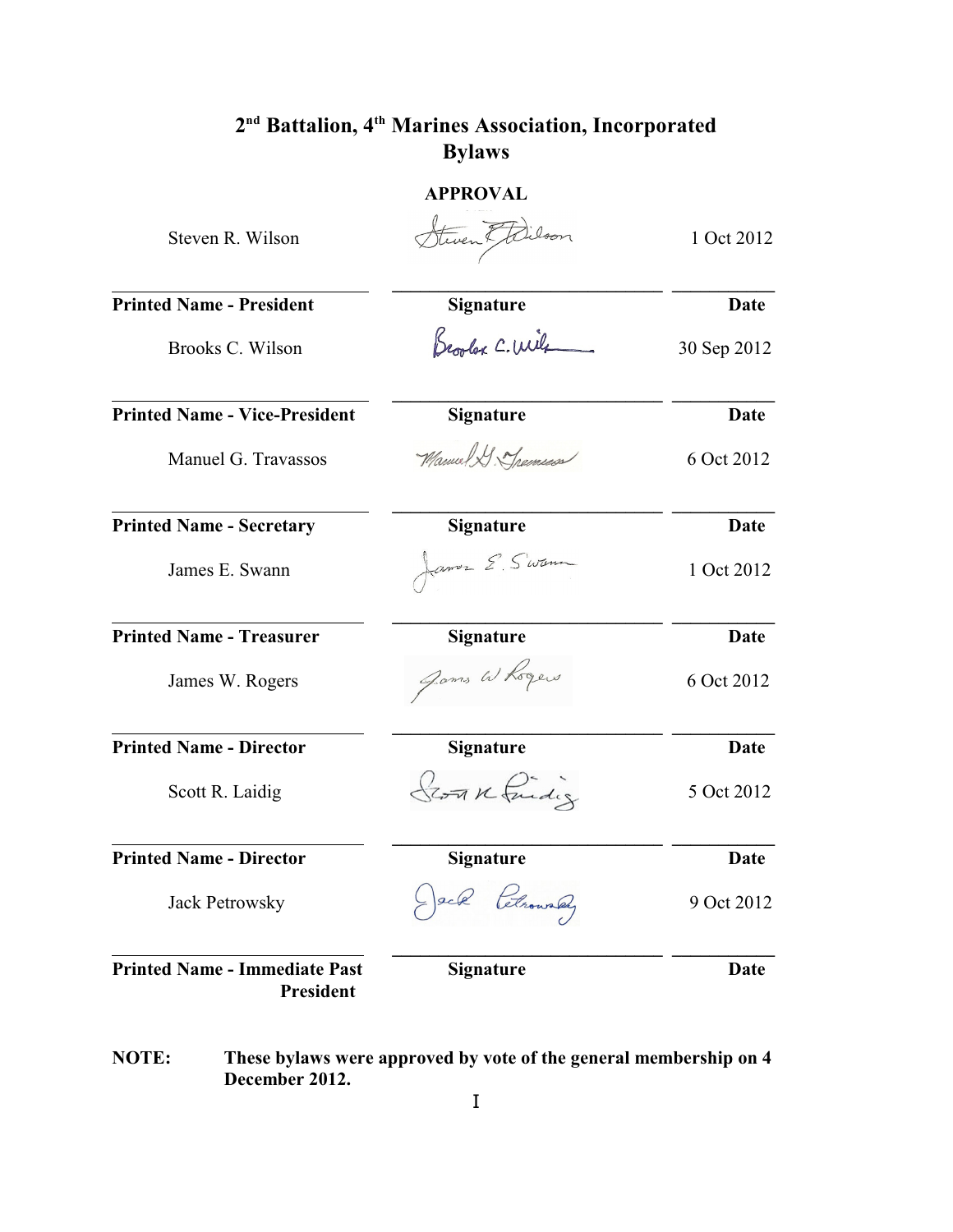# 2nd Battalion, 4th Marines Association, Incorporated Bylaws

## APPROVAL

| Printed Name | Signature | Date |
| --- | --- | --- |
| Steven R. Wilson<br>**Printed Name - President** | [signature]<br>**Signature** | 1 Oct 2012<br>**Date** |
| Brooks C. Wilson<br>**Printed Name - Vice-President** | [signature]<br>**Signature** | 30 Sep 2012<br>**Date** |
| Manuel G. Travassos<br>**Printed Name - Secretary** | [signature]<br>**Signature** | 6 Oct 2012<br>**Date** |
| James E. Swann<br>**Printed Name - Treasurer** | [signature]<br>**Signature** | 1 Oct 2012<br>**Date** |
| James W. Rogers<br>**Printed Name - Director** | [signature]<br>**Signature** | 6 Oct 2012<br>**Date** |
| Scott R. Laidig<br>**Printed Name - Director** | [signature]<br>**Signature** | 5 Oct 2012<br>**Date** |
| Jack Petrowsky<br>**Printed Name - Immediate Past President** | [signature]<br>**Signature** | 9 Oct 2012<br>**Date** |

**NOTE: These bylaws were approved by vote of the general membership on 4 December 2012.**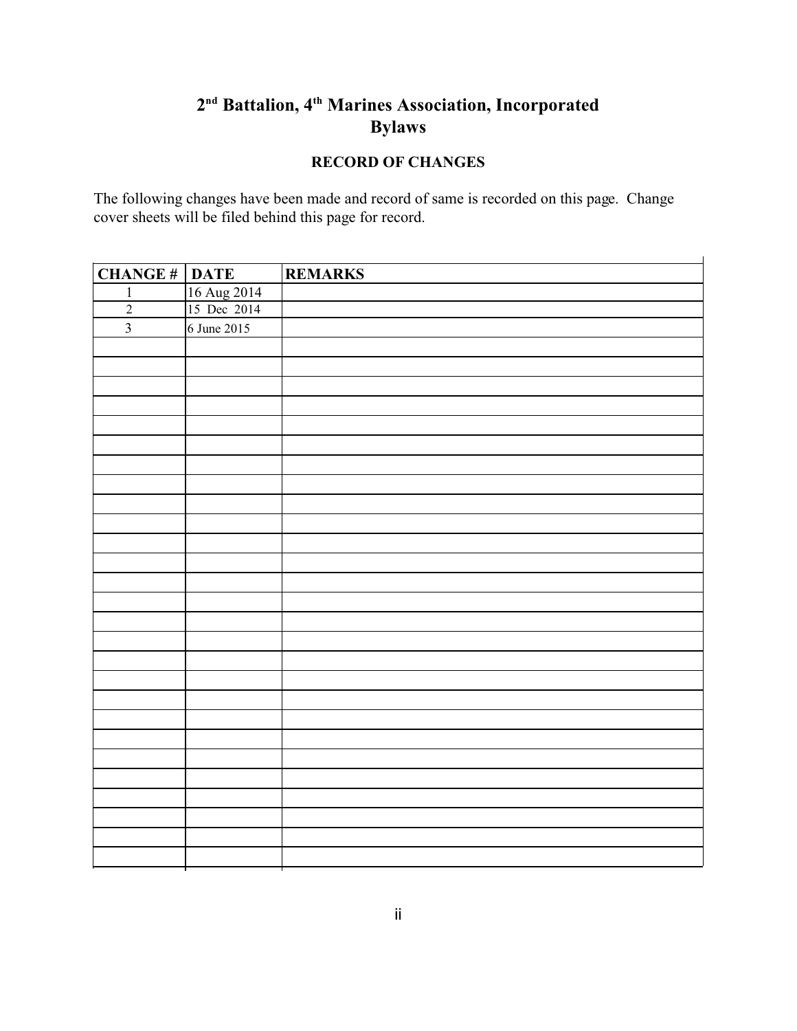# 2nd Battalion, 4th Marines Association, Incorporated Bylaws

## RECORD OF CHANGES

The following changes have been made and record of same is recorded on this page. Change cover sheets will be filed behind this page for record.

| CHANGE # | DATE | REMARKS |
|---|---|---|
| 1 | 16 Aug 2014 | |
| 2 | 15 Dec 2014 | |
| 3 | 6 June 2015 | |
| | | |
| | | |
| | | |
| | | |
| | | |
| | | |
| | | |
| | | |
| | | |
| | | |
| | | |
| | | |
| | | |
| | | |
| | | |
| | | |
| | | |
| | | |
| | | |
| | | |
| | | |
| | | |
| | | |
| | | |
| | | |
| | | |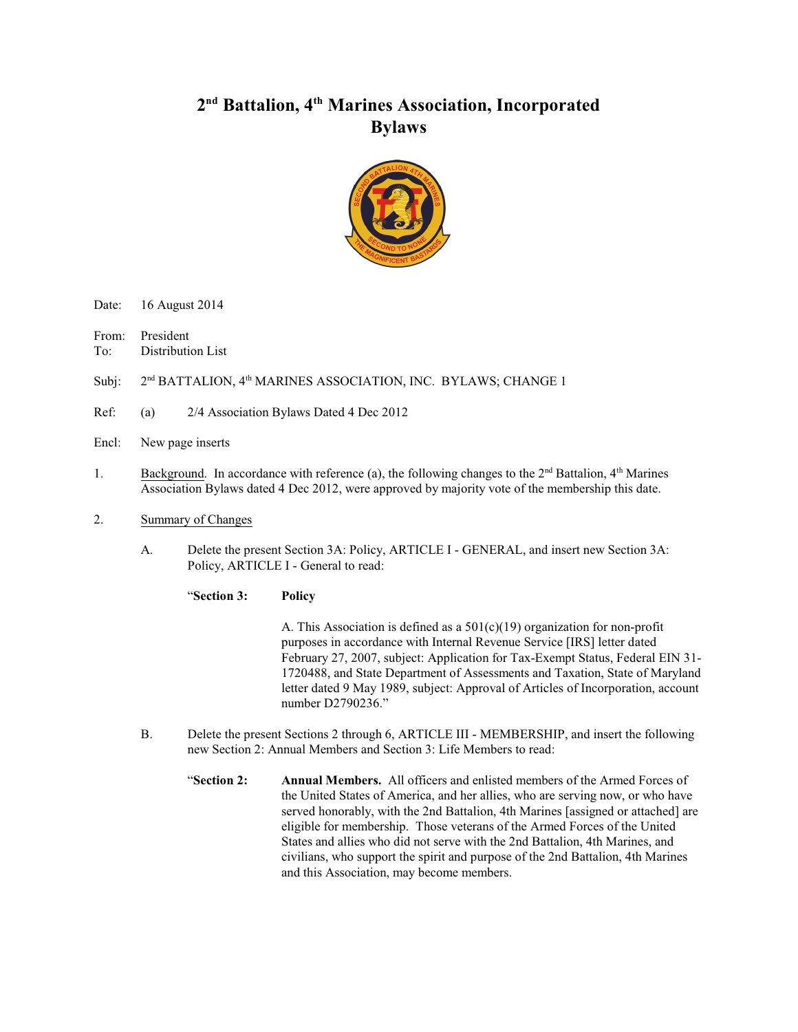# 2nd Battalion, 4th Marines Association, Incorporated
# Bylaws

Date: 16 August 2014

From: President
To: Distribution List

Subj: 2nd BATTALION, 4th MARINES ASSOCIATION, INC. BYLAWS; CHANGE 1

Ref: (a) 2/4 Association Bylaws Dated 4 Dec 2012

Encl: New page inserts

1. Background. In accordance with reference (a), the following changes to the 2nd Battalion, 4th Marines Association Bylaws dated 4 Dec 2012, were approved by majority vote of the membership this date.

2. Summary of Changes

   A. Delete the present Section 3A: Policy, ARTICLE I - GENERAL, and insert new Section 3A: Policy, ARTICLE I - General to read:

   "**Section 3: Policy**

   A. This Association is defined as a 501(c)(19) organization for non-profit purposes in accordance with Internal Revenue Service [IRS] letter dated February 27, 2007, subject: Application for Tax-Exempt Status, Federal EIN 31-1720488, and State Department of Assessments and Taxation, State of Maryland letter dated 9 May 1989, subject: Approval of Articles of Incorporation, account number D2790236."

   B. Delete the present Sections 2 through 6, ARTICLE III - MEMBERSHIP, and insert the following new Section 2: Annual Members and Section 3: Life Members to read:

   "**Section 2: Annual Members.** All officers and enlisted members of the Armed Forces of the United States of America, and her allies, who are serving now, or who have served honorably, with the 2nd Battalion, 4th Marines [assigned or attached] are eligible for membership. Those veterans of the Armed Forces of the United States and allies who did not serve with the 2nd Battalion, 4th Marines, and civilians, who support the spirit and purpose of the 2nd Battalion, 4th Marines and this Association, may become members.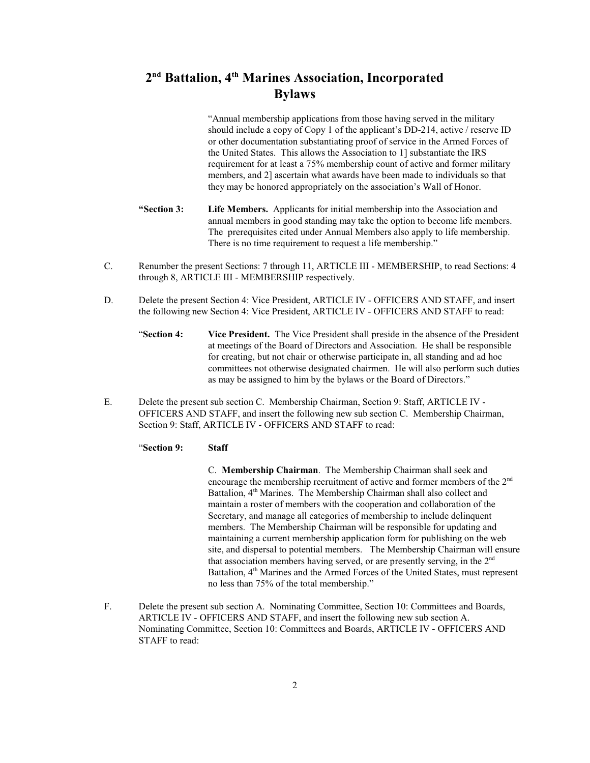## 2nd Battalion, 4th Marines Association, Incorporated Bylaws

"Annual membership applications from those having served in the military should include a copy of Copy 1 of the applicant's DD-214, active / reserve ID or other documentation substantiating proof of service in the Armed Forces of the United States. This allows the Association to 1] substantiate the IRS requirement for at least a 75% membership count of active and former military members, and 2] ascertain what awards have been made to individuals so that they may be honored appropriately on the association's Wall of Honor.

"**Section 3:** **Life Members.** Applicants for initial membership into the Association and annual members in good standing may take the option to become life members. The prerequisites cited under Annual Members also apply to life membership. There is no time requirement to request a life membership."

C. Renumber the present Sections: 7 through 11, ARTICLE III - MEMBERSHIP, to read Sections: 4 through 8, ARTICLE III - MEMBERSHIP respectively.

D. Delete the present Section 4: Vice President, ARTICLE IV - OFFICERS AND STAFF, and insert the following new Section 4: Vice President, ARTICLE IV - OFFICERS AND STAFF to read:

"**Section 4:** **Vice President.** The Vice President shall preside in the absence of the President at meetings of the Board of Directors and Association. He shall be responsible for creating, but not chair or otherwise participate in, all standing and ad hoc committees not otherwise designated chairmen. He will also perform such duties as may be assigned to him by the bylaws or the Board of Directors."

E. Delete the present sub section C. Membership Chairman, Section 9: Staff, ARTICLE IV - OFFICERS AND STAFF, and insert the following new sub section C. Membership Chairman, Section 9: Staff, ARTICLE IV - OFFICERS AND STAFF to read:

"**Section 9:** **Staff**

C. **Membership Chairman**. The Membership Chairman shall seek and encourage the membership recruitment of active and former members of the 2nd Battalion, 4th Marines. The Membership Chairman shall also collect and maintain a roster of members with the cooperation and collaboration of the Secretary, and manage all categories of membership to include delinquent members. The Membership Chairman will be responsible for updating and maintaining a current membership application form for publishing on the web site, and dispersal to potential members. The Membership Chairman will ensure that association members having served, or are presently serving, in the 2nd Battalion, 4th Marines and the Armed Forces of the United States, must represent no less than 75% of the total membership."

F. Delete the present sub section A. Nominating Committee, Section 10: Committees and Boards, ARTICLE IV - OFFICERS AND STAFF, and insert the following new sub section A. Nominating Committee, Section 10: Committees and Boards, ARTICLE IV - OFFICERS AND STAFF to read: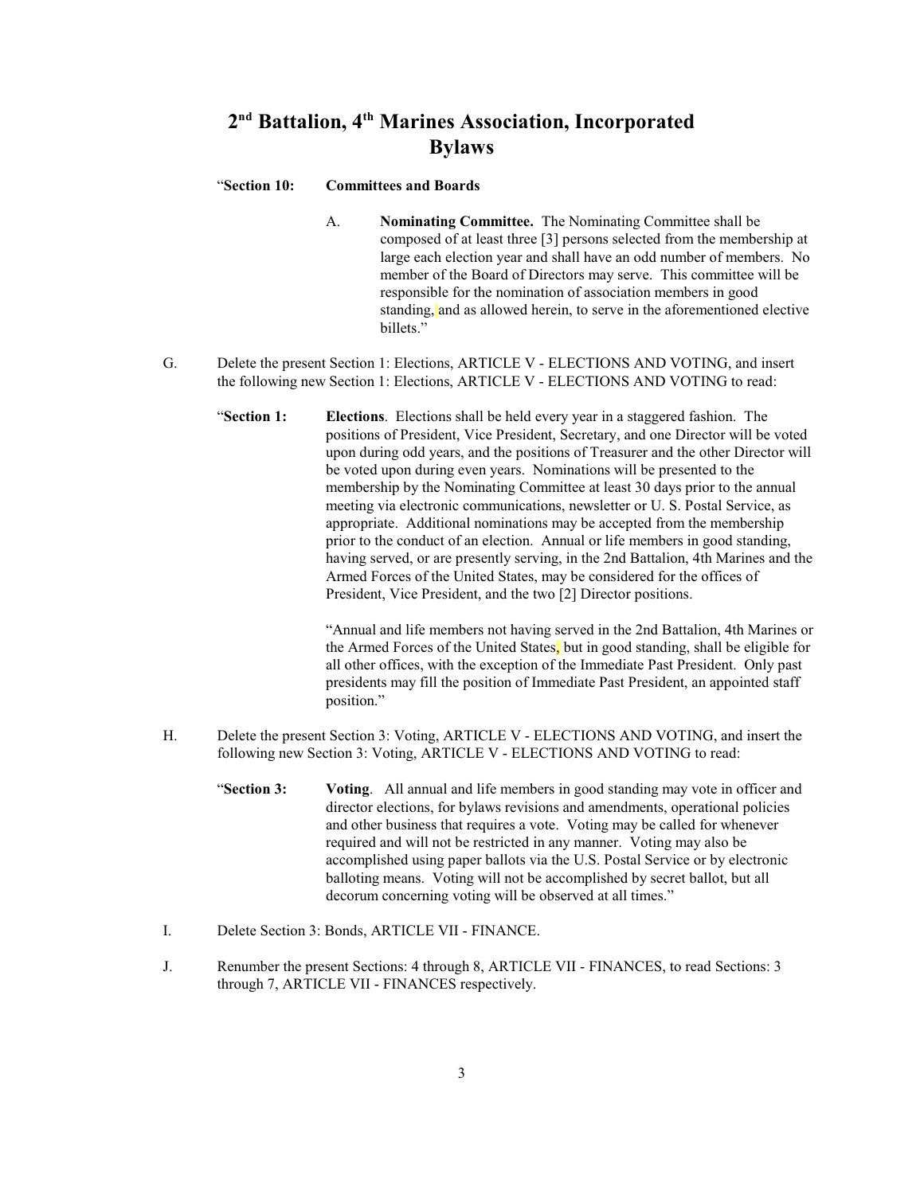# 2[nd] Battalion, 4[th] Marines Association, Incorporated Bylaws

"**Section 10: Committees and Boards**

A. **Nominating Committee.** The Nominating Committee shall be composed of at least three [3] persons selected from the membership at large each election year and shall have an odd number of members. No member of the Board of Directors may serve. This committee will be responsible for the nomination of association members in good standing, and as allowed herein, to serve in the aforementioned elective billets."

G. Delete the present Section 1: Elections, ARTICLE V - ELECTIONS AND VOTING, and insert the following new Section 1: Elections, ARTICLE V - ELECTIONS AND VOTING to read:

"**Section 1: Elections**. Elections shall be held every year in a staggered fashion. The positions of President, Vice President, Secretary, and one Director will be voted upon during odd years, and the positions of Treasurer and the other Director will be voted upon during even years. Nominations will be presented to the membership by the Nominating Committee at least 30 days prior to the annual meeting via electronic communications, newsletter or U. S. Postal Service, as appropriate. Additional nominations may be accepted from the membership prior to the conduct of an election. Annual or life members in good standing, having served, or are presently serving, in the 2nd Battalion, 4th Marines and the Armed Forces of the United States, may be considered for the offices of President, Vice President, and the two [2] Director positions.

"Annual and life members not having served in the 2nd Battalion, 4th Marines or the Armed Forces of the United States, but in good standing, shall be eligible for all other offices, with the exception of the Immediate Past President. Only past presidents may fill the position of Immediate Past President, an appointed staff position."

H. Delete the present Section 3: Voting, ARTICLE V - ELECTIONS AND VOTING, and insert the following new Section 3: Voting, ARTICLE V - ELECTIONS AND VOTING to read:

"**Section 3: Voting**. All annual and life members in good standing may vote in officer and director elections, for bylaws revisions and amendments, operational policies and other business that requires a vote. Voting may be called for whenever required and will not be restricted in any manner. Voting may also be accomplished using paper ballots via the U.S. Postal Service or by electronic balloting means. Voting will not be accomplished by secret ballot, but all decorum concerning voting will be observed at all times."

I. Delete Section 3: Bonds, ARTICLE VII - FINANCE.

J. Renumber the present Sections: 4 through 8, ARTICLE VII - FINANCES, to read Sections: 3 through 7, ARTICLE VII - FINANCES respectively.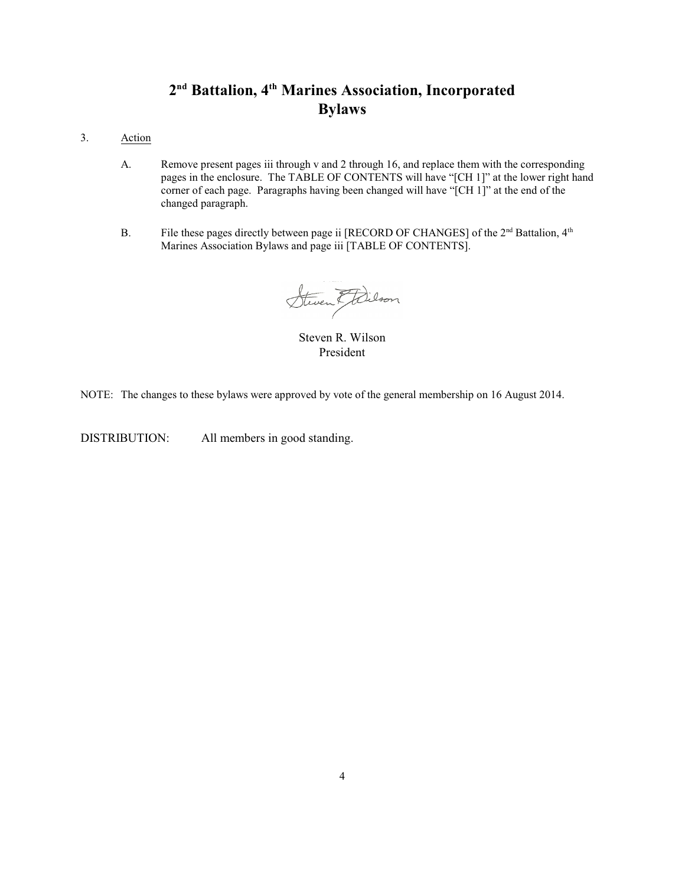# 2nd Battalion, 4th Marines Association, Incorporated
# Bylaws

3. <u>Action</u>

   A. Remove present pages iii through v and 2 through 16, and replace them with the corresponding pages in the enclosure. The TABLE OF CONTENTS will have "[CH 1]" at the lower right hand corner of each page. Paragraphs having been changed will have "[CH 1]" at the end of the changed paragraph.

   B. File these pages directly between page ii [RECORD OF CHANGES] of the 2nd Battalion, 4th Marines Association Bylaws and page iii [TABLE OF CONTENTS].

Steven R. Wilson
President

NOTE: The changes to these bylaws were approved by vote of the general membership on 16 August 2014.

DISTRIBUTION: All members in good standing.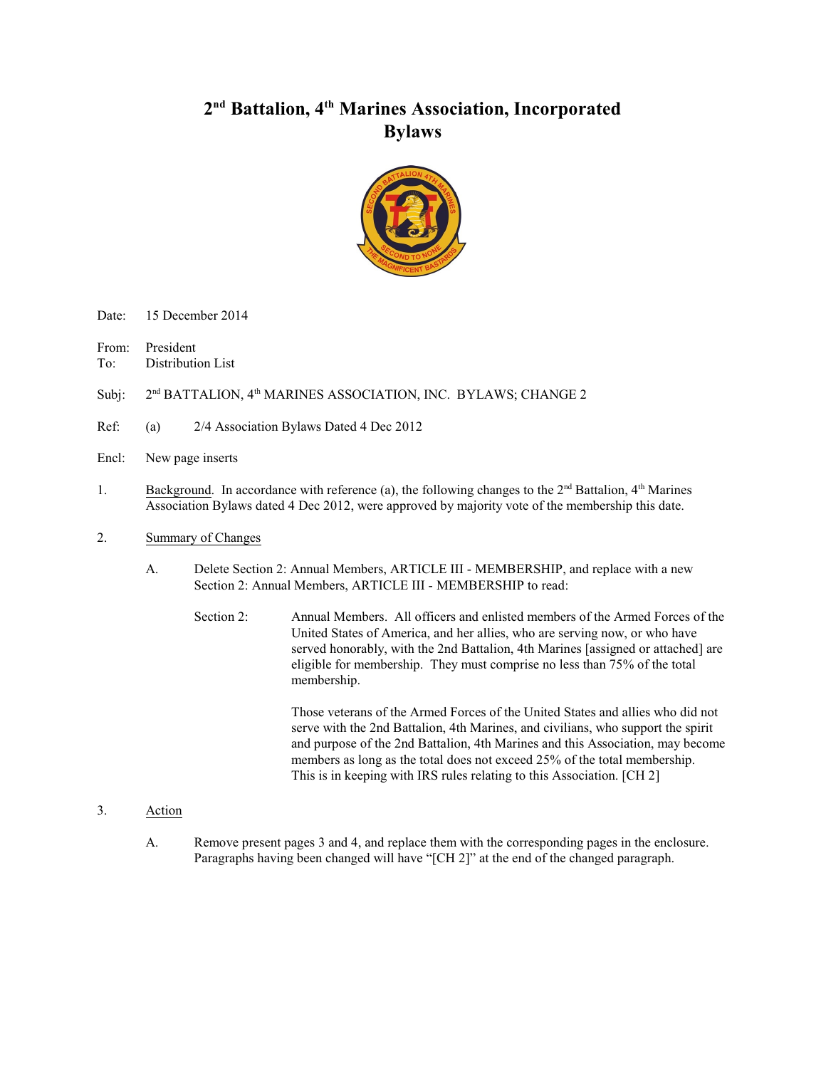# 2nd Battalion, 4th Marines Association, Incorporated
# Bylaws

Date: 15 December 2014

From: President
To: Distribution List

Subj: 2nd BATTALION, 4th MARINES ASSOCIATION, INC. BYLAWS; CHANGE 2

Ref: (a) 2/4 Association Bylaws Dated 4 Dec 2012

Encl: New page inserts

1. Background. In accordance with reference (a), the following changes to the 2nd Battalion, 4th Marines Association Bylaws dated 4 Dec 2012, were approved by majority vote of the membership this date.

2. Summary of Changes

   A. Delete Section 2: Annual Members, ARTICLE III - MEMBERSHIP, and replace with a new Section 2: Annual Members, ARTICLE III - MEMBERSHIP to read:

      Section 2: Annual Members. All officers and enlisted members of the Armed Forces of the United States of America, and her allies, who are serving now, or who have served honorably, with the 2nd Battalion, 4th Marines [assigned or attached] are eligible for membership. They must comprise no less than 75% of the total membership.

      Those veterans of the Armed Forces of the United States and allies who did not serve with the 2nd Battalion, 4th Marines, and civilians, who support the spirit and purpose of the 2nd Battalion, 4th Marines and this Association, may become members as long as the total does not exceed 25% of the total membership. This is in keeping with IRS rules relating to this Association. [CH 2]

3. Action

   A. Remove present pages 3 and 4, and replace them with the corresponding pages in the enclosure. Paragraphs having been changed will have "[CH 2]" at the end of the changed paragraph.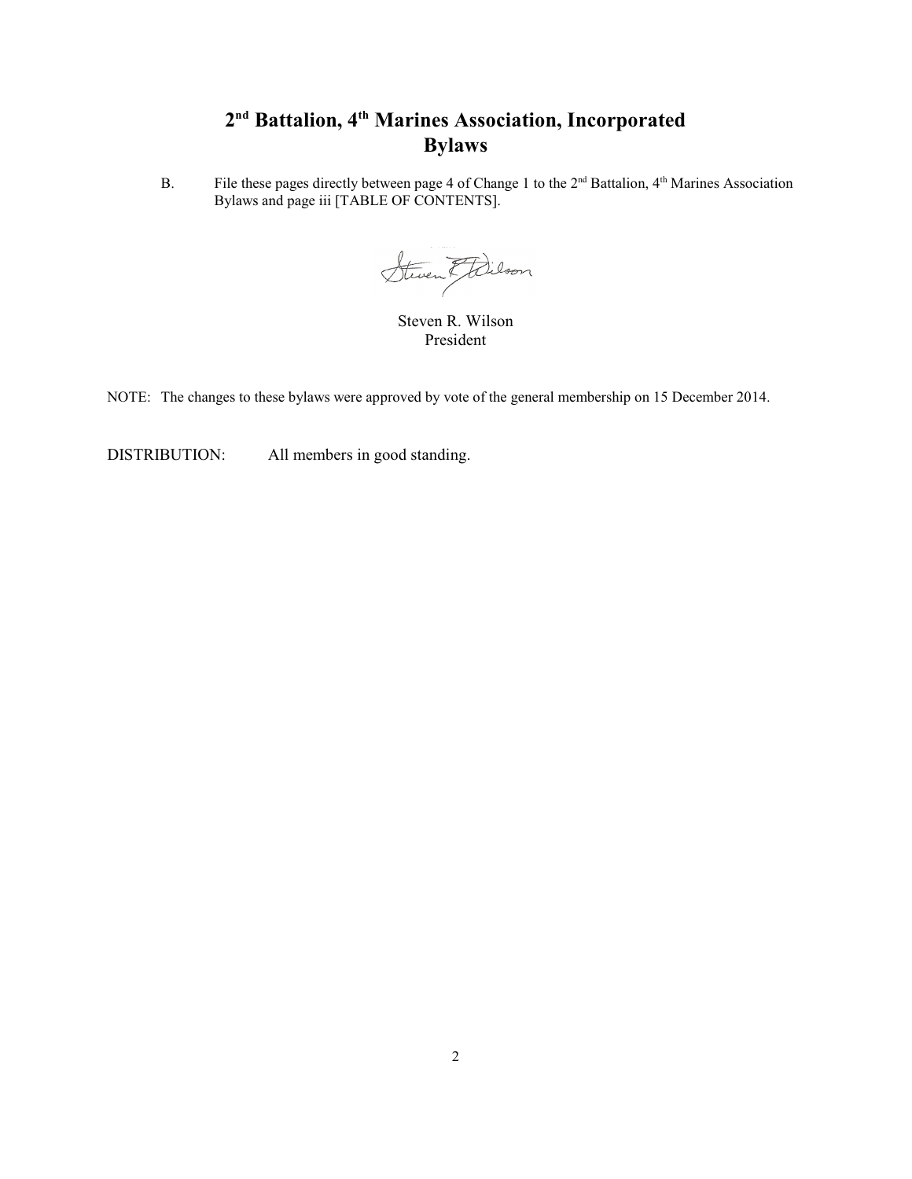# 2nd Battalion, 4th Marines Association, Incorporated
# Bylaws

B. File these pages directly between page 4 of Change 1 to the 2nd Battalion, 4th Marines Association Bylaws and page iii [TABLE OF CONTENTS].

Steven R. Wilson
President

NOTE: The changes to these bylaws were approved by vote of the general membership on 15 December 2014.

DISTRIBUTION: All members in good standing.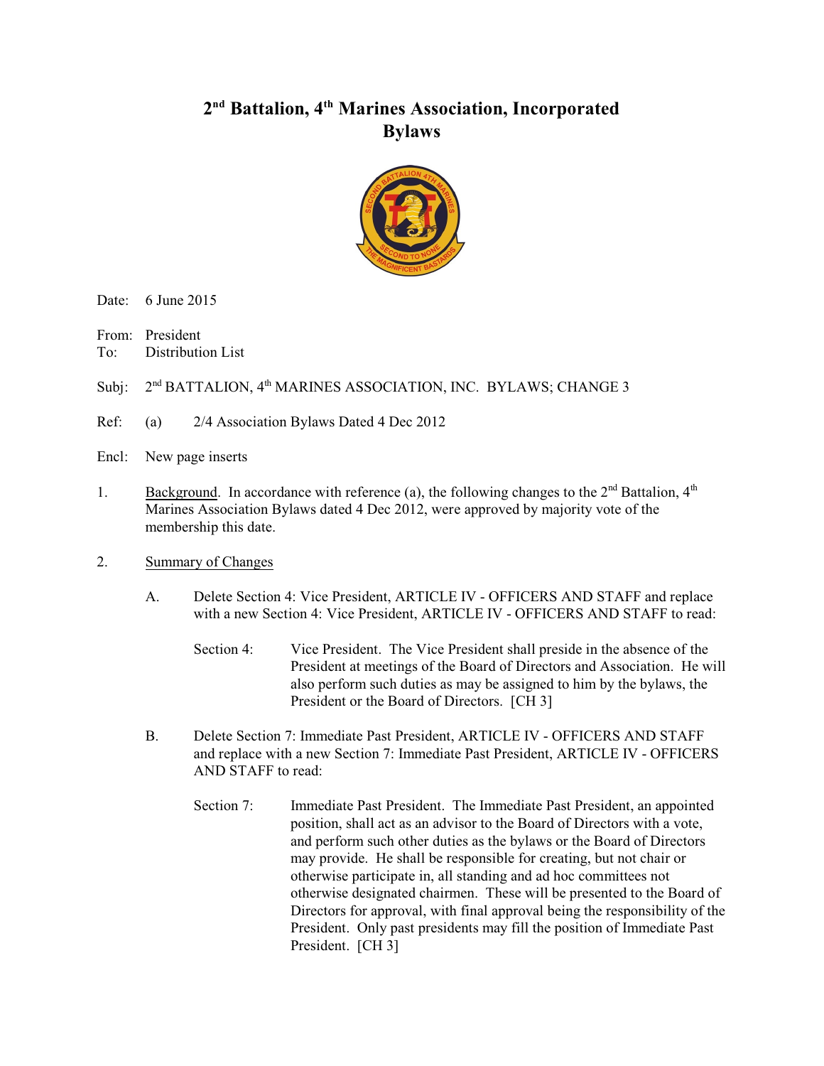# 2nd Battalion, 4th Marines Association, Incorporated Bylaws

Date: 6 June 2015

From: President
To: Distribution List

Subj: 2nd BATTALION, 4th MARINES ASSOCIATION, INC. BYLAWS; CHANGE 3

Ref: (a) 2/4 Association Bylaws Dated 4 Dec 2012

Encl: New page inserts

1. Background. In accordance with reference (a), the following changes to the 2nd Battalion, 4th Marines Association Bylaws dated 4 Dec 2012, were approved by majority vote of the membership this date.

2. Summary of Changes

   A. Delete Section 4: Vice President, ARTICLE IV - OFFICERS AND STAFF and replace with a new Section 4: Vice President, ARTICLE IV - OFFICERS AND STAFF to read:

   Section 4: Vice President. The Vice President shall preside in the absence of the President at meetings of the Board of Directors and Association. He will also perform such duties as may be assigned to him by the bylaws, the President or the Board of Directors. [CH 3]

   B. Delete Section 7: Immediate Past President, ARTICLE IV - OFFICERS AND STAFF and replace with a new Section 7: Immediate Past President, ARTICLE IV - OFFICERS AND STAFF to read:

   Section 7: Immediate Past President. The Immediate Past President, an appointed position, shall act as an advisor to the Board of Directors with a vote, and perform such other duties as the bylaws or the Board of Directors may provide. He shall be responsible for creating, but not chair or otherwise participate in, all standing and ad hoc committees not otherwise designated chairmen. These will be presented to the Board of Directors for approval, with final approval being the responsibility of the President. Only past presidents may fill the position of Immediate Past President. [CH 3]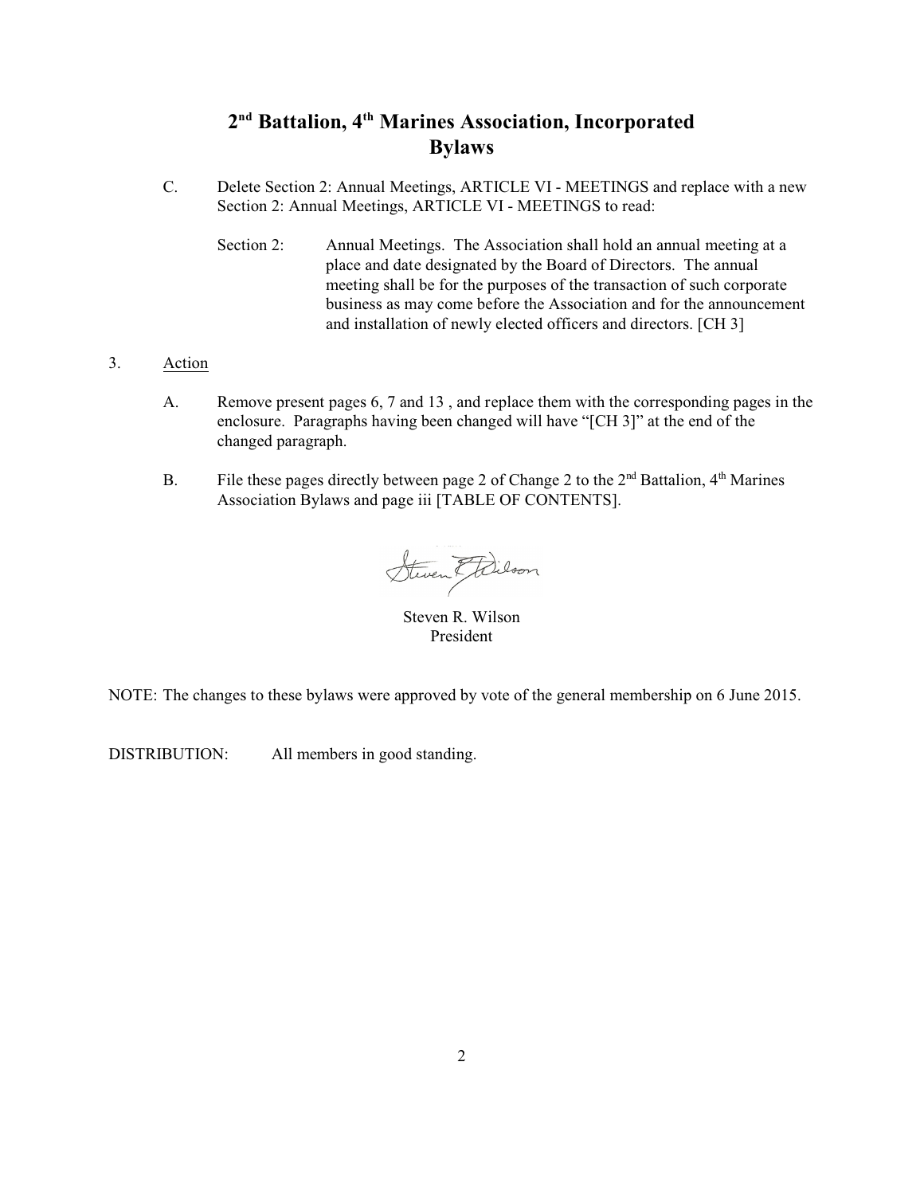# 2nd Battalion, 4th Marines Association, Incorporated
## Bylaws

C. Delete Section 2: Annual Meetings, ARTICLE VI - MEETINGS and replace with a new Section 2: Annual Meetings, ARTICLE VI - MEETINGS to read:

Section 2: Annual Meetings. The Association shall hold an annual meeting at a place and date designated by the Board of Directors. The annual meeting shall be for the purposes of the transaction of such corporate business as may come before the Association and for the announcement and installation of newly elected officers and directors. [CH 3]

3. Action

A. Remove present pages 6, 7 and 13 , and replace them with the corresponding pages in the enclosure. Paragraphs having been changed will have "[CH 3]" at the end of the changed paragraph.

B. File these pages directly between page 2 of Change 2 to the 2nd Battalion, 4th Marines Association Bylaws and page iii [TABLE OF CONTENTS].

Steven R. Wilson
President

NOTE: The changes to these bylaws were approved by vote of the general membership on 6 June 2015.

DISTRIBUTION: All members in good standing.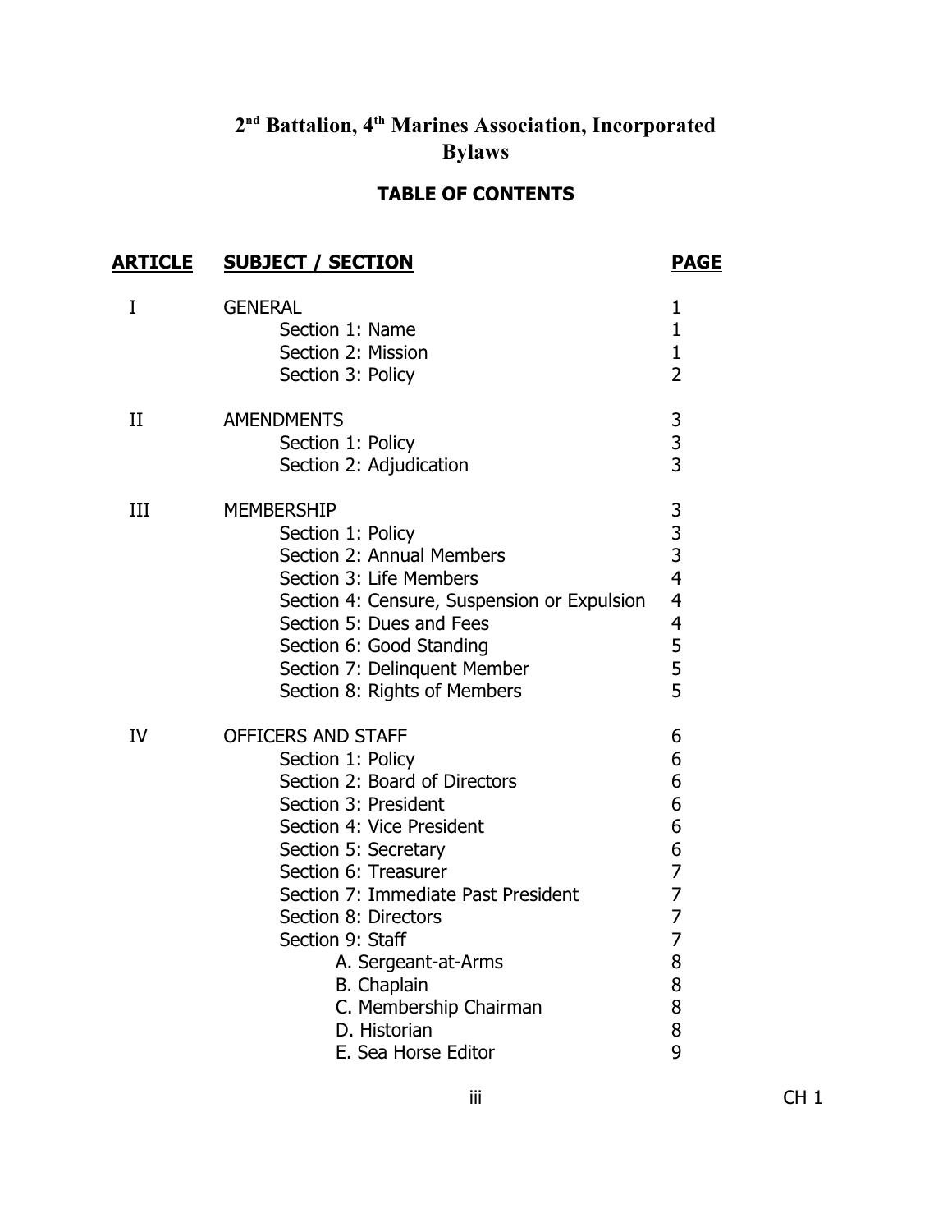# 2nd Battalion, 4th Marines Association, Incorporated Bylaws

## TABLE OF CONTENTS

| ARTICLE | SUBJECT / SECTION | PAGE |
|---|---|---|
| I | GENERAL | 1 |
| | Section 1: Name | 1 |
| | Section 2: Mission | 1 |
| | Section 3: Policy | 2 |
| II | AMENDMENTS | 3 |
| | Section 1: Policy | 3 |
| | Section 2: Adjudication | 3 |
| III | MEMBERSHIP | 3 |
| | Section 1: Policy | 3 |
| | Section 2: Annual Members | 3 |
| | Section 3: Life Members | 4 |
| | Section 4: Censure, Suspension or Expulsion | 4 |
| | Section 5: Dues and Fees | 4 |
| | Section 6: Good Standing | 5 |
| | Section 7: Delinquent Member | 5 |
| | Section 8: Rights of Members | 5 |
| IV | OFFICERS AND STAFF | 6 |
| | Section 1: Policy | 6 |
| | Section 2: Board of Directors | 6 |
| | Section 3: President | 6 |
| | Section 4: Vice President | 6 |
| | Section 5: Secretary | 6 |
| | Section 6: Treasurer | 7 |
| | Section 7: Immediate Past President | 7 |
| | Section 8: Directors | 7 |
| | Section 9: Staff | 7 |
| | A. Sergeant-at-Arms | 8 |
| | B. Chaplain | 8 |
| | C. Membership Chairman | 8 |
| | D. Historian | 8 |
| | E. Sea Horse Editor | 9 |

CH 1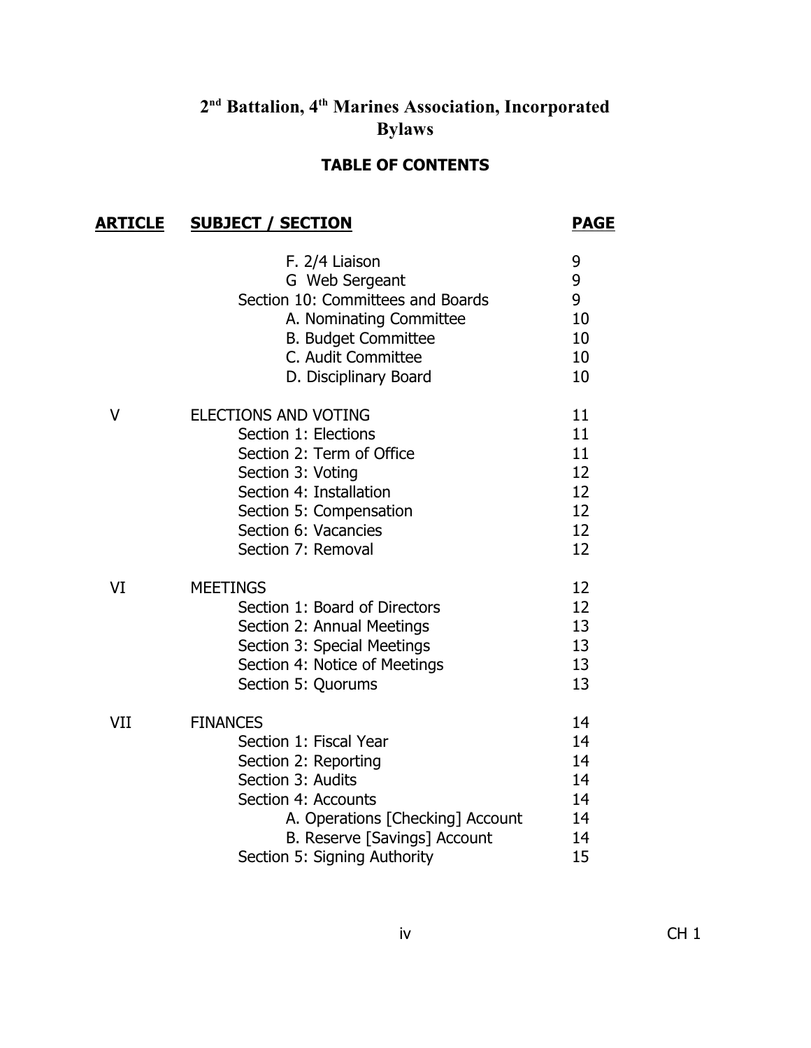# 2[nd] Battalion, 4[th] Marines Association, Incorporated Bylaws

## TABLE OF CONTENTS

| ARTICLE | SUBJECT / SECTION | PAGE |
|---|---|---|
| | F. 2/4 Liaison | 9 |
| | G  Web Sergeant | 9 |
| | Section 10: Committees and Boards | 9 |
| | A. Nominating Committee | 10 |
| | B. Budget Committee | 10 |
| | C. Audit Committee | 10 |
| | D. Disciplinary Board | 10 |
| V | ELECTIONS AND VOTING | 11 |
| | Section 1: Elections | 11 |
| | Section 2: Term of Office | 11 |
| | Section 3: Voting | 12 |
| | Section 4: Installation | 12 |
| | Section 5: Compensation | 12 |
| | Section 6: Vacancies | 12 |
| | Section 7: Removal | 12 |
| VI | MEETINGS | 12 |
| | Section 1: Board of Directors | 12 |
| | Section 2: Annual Meetings | 13 |
| | Section 3: Special Meetings | 13 |
| | Section 4: Notice of Meetings | 13 |
| | Section 5: Quorums | 13 |
| VII | FINANCES | 14 |
| | Section 1: Fiscal Year | 14 |
| | Section 2: Reporting | 14 |
| | Section 3: Audits | 14 |
| | Section 4: Accounts | 14 |
| | A. Operations [Checking] Account | 14 |
| | B. Reserve [Savings] Account | 14 |
| | Section 5: Signing Authority | 15 |

CH 1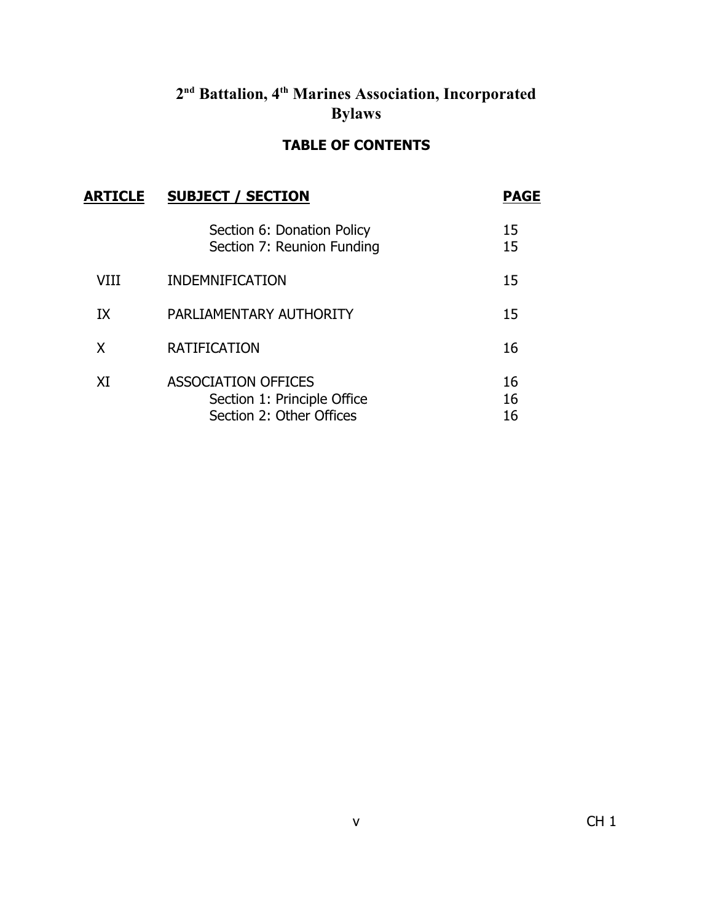# 2nd Battalion, 4th Marines Association, Incorporated Bylaws

## TABLE OF CONTENTS

| ARTICLE | SUBJECT / SECTION | PAGE |
|---|---|---|
| | Section 6: Donation Policy | 15 |
| | Section 7: Reunion Funding | 15 |
| VIII | INDEMNIFICATION | 15 |
| IX | PARLIAMENTARY AUTHORITY | 15 |
| X | RATIFICATION | 16 |
| XI | ASSOCIATION OFFICES | 16 |
| | Section 1: Principle Office | 16 |
| | Section 2: Other Offices | 16 |

CH 1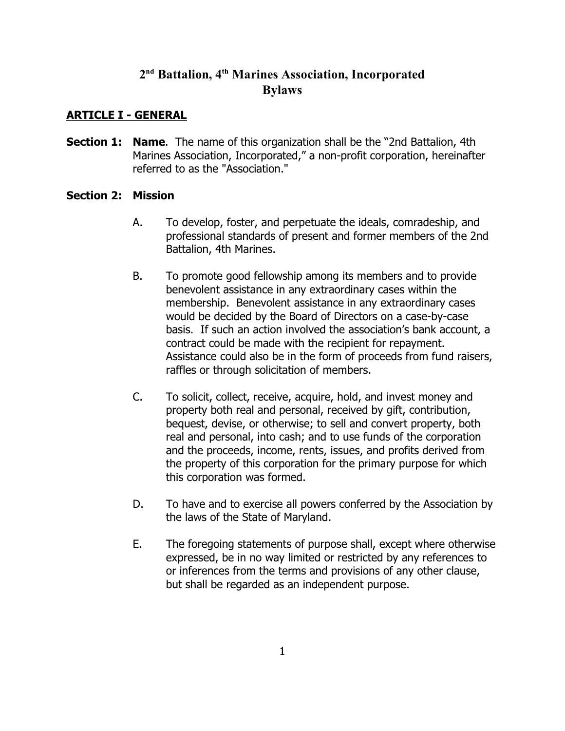# 2nd Battalion, 4th Marines Association, Incorporated
# Bylaws

## ARTICLE I - GENERAL

**Section 1: Name**. The name of this organization shall be the "2nd Battalion, 4th Marines Association, Incorporated," a non-profit corporation, hereinafter referred to as the "Association."

**Section 2: Mission**

A. To develop, foster, and perpetuate the ideals, comradeship, and professional standards of present and former members of the 2nd Battalion, 4th Marines.

B. To promote good fellowship among its members and to provide benevolent assistance in any extraordinary cases within the membership. Benevolent assistance in any extraordinary cases would be decided by the Board of Directors on a case-by-case basis. If such an action involved the association's bank account, a contract could be made with the recipient for repayment. Assistance could also be in the form of proceeds from fund raisers, raffles or through solicitation of members.

C. To solicit, collect, receive, acquire, hold, and invest money and property both real and personal, received by gift, contribution, bequest, devise, or otherwise; to sell and convert property, both real and personal, into cash; and to use funds of the corporation and the proceeds, income, rents, issues, and profits derived from the property of this corporation for the primary purpose for which this corporation was formed.

D. To have and to exercise all powers conferred by the Association by the laws of the State of Maryland.

E. The foregoing statements of purpose shall, except where otherwise expressed, be in no way limited or restricted by any references to or inferences from the terms and provisions of any other clause, but shall be regarded as an independent purpose.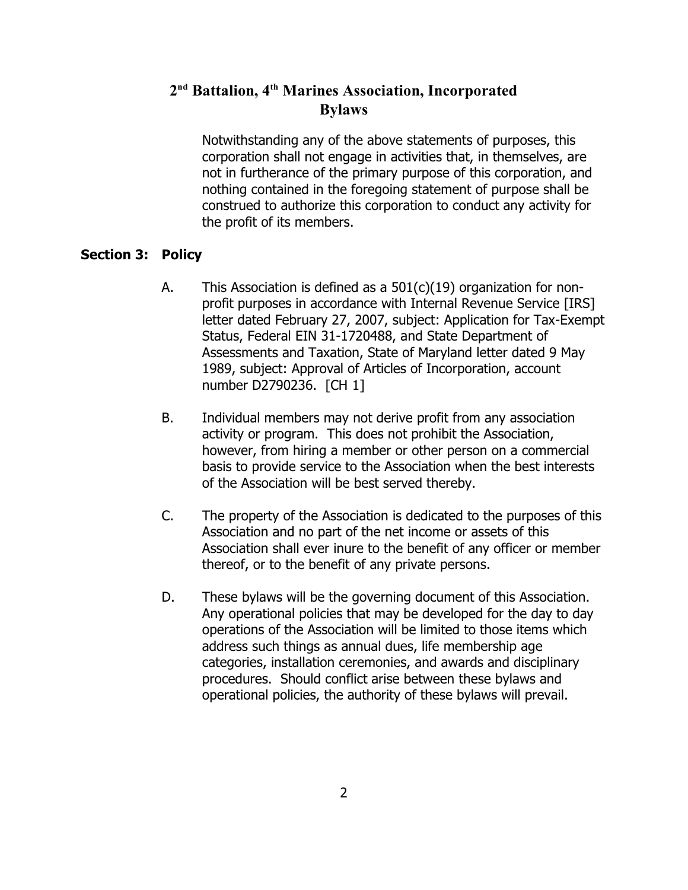Notwithstanding any of the above statements of purposes, this corporation shall not engage in activities that, in themselves, are not in furtherance of the primary purpose of this corporation, and nothing contained in the foregoing statement of purpose shall be construed to authorize this corporation to conduct any activity for the profit of its members.

## Section 3: Policy

A. This Association is defined as a 501(c)(19) organization for non-profit purposes in accordance with Internal Revenue Service [IRS] letter dated February 27, 2007, subject: Application for Tax-Exempt Status, Federal EIN 31-1720488, and State Department of Assessments and Taxation, State of Maryland letter dated 9 May 1989, subject: Approval of Articles of Incorporation, account number D2790236. [CH 1]

B. Individual members may not derive profit from any association activity or program. This does not prohibit the Association, however, from hiring a member or other person on a commercial basis to provide service to the Association when the best interests of the Association will be best served thereby.

C. The property of the Association is dedicated to the purposes of this Association and no part of the net income or assets of this Association shall ever inure to the benefit of any officer or member thereof, or to the benefit of any private persons.

D. These bylaws will be the governing document of this Association. Any operational policies that may be developed for the day to day operations of the Association will be limited to those items which address such things as annual dues, life membership age categories, installation ceremonies, and awards and disciplinary procedures. Should conflict arise between these bylaws and operational policies, the authority of these bylaws will prevail.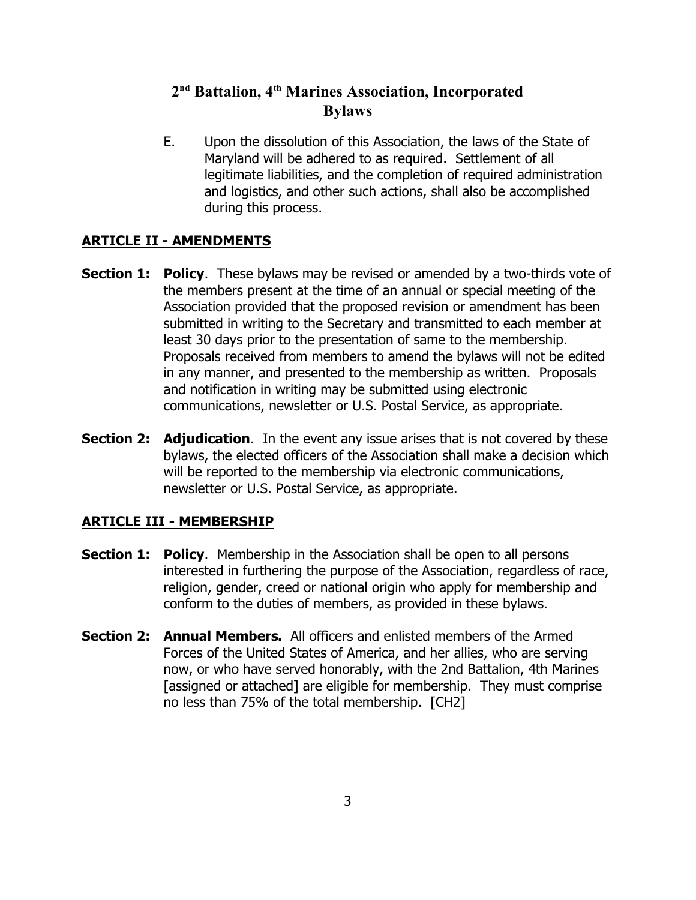E. Upon the dissolution of this Association, the laws of the State of Maryland will be adhered to as required. Settlement of all legitimate liabilities, and the completion of required administration and logistics, and other such actions, shall also be accomplished during this process.

## ARTICLE II - AMENDMENTS

**Section 1: Policy**. These bylaws may be revised or amended by a two-thirds vote of the members present at the time of an annual or special meeting of the Association provided that the proposed revision or amendment has been submitted in writing to the Secretary and transmitted to each member at least 30 days prior to the presentation of same to the membership. Proposals received from members to amend the bylaws will not be edited in any manner, and presented to the membership as written. Proposals and notification in writing may be submitted using electronic communications, newsletter or U.S. Postal Service, as appropriate.

**Section 2: Adjudication**. In the event any issue arises that is not covered by these bylaws, the elected officers of the Association shall make a decision which will be reported to the membership via electronic communications, newsletter or U.S. Postal Service, as appropriate.

## ARTICLE III - MEMBERSHIP

**Section 1: Policy**. Membership in the Association shall be open to all persons interested in furthering the purpose of the Association, regardless of race, religion, gender, creed or national origin who apply for membership and conform to the duties of members, as provided in these bylaws.

**Section 2: Annual Members.** All officers and enlisted members of the Armed Forces of the United States of America, and her allies, who are serving now, or who have served honorably, with the 2nd Battalion, 4th Marines [assigned or attached] are eligible for membership. They must comprise no less than 75% of the total membership. [CH2]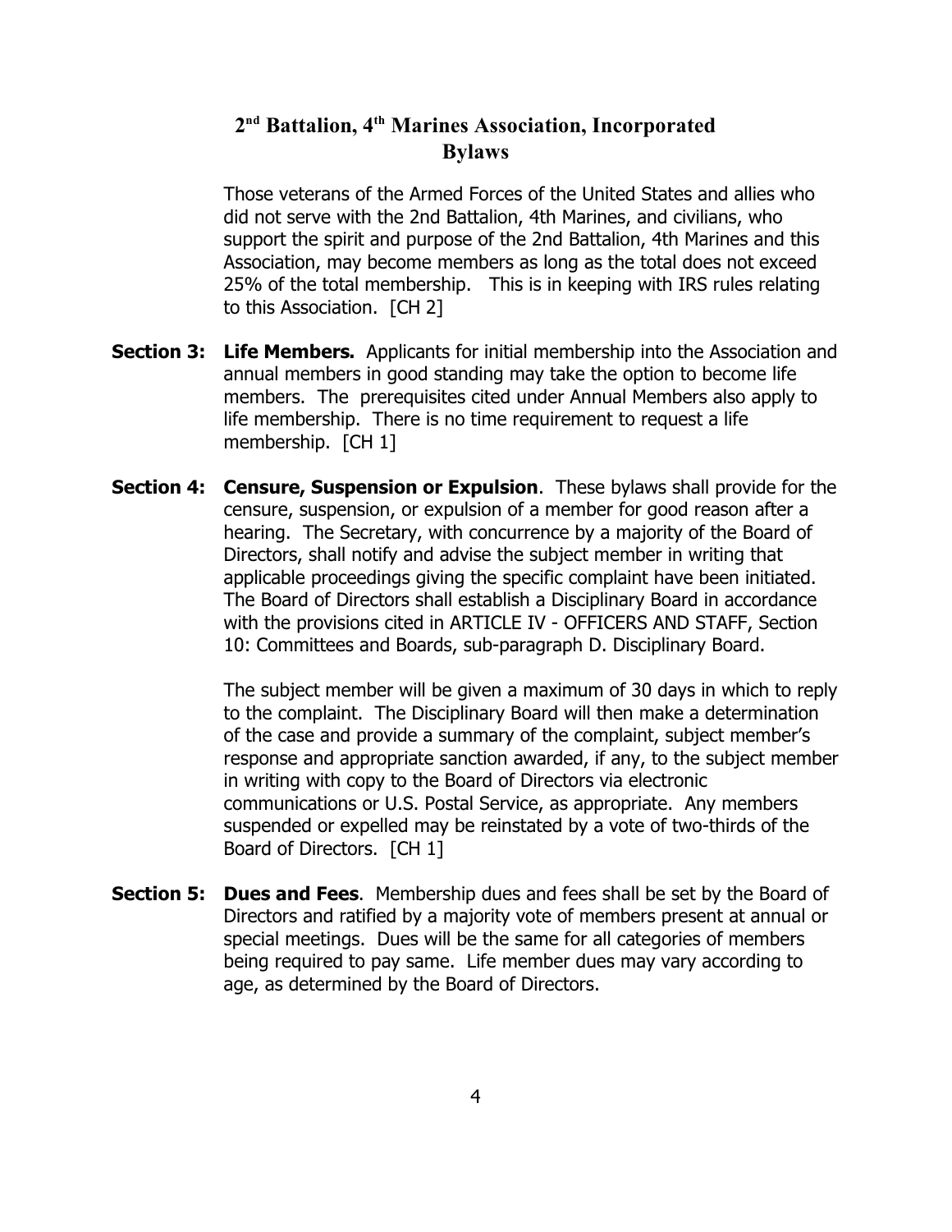Those veterans of the Armed Forces of the United States and allies who did not serve with the 2nd Battalion, 4th Marines, and civilians, who support the spirit and purpose of the 2nd Battalion, 4th Marines and this Association, may become members as long as the total does not exceed 25% of the total membership. This is in keeping with IRS rules relating to this Association. [CH 2]

**Section 3: Life Members.** Applicants for initial membership into the Association and annual members in good standing may take the option to become life members. The prerequisites cited under Annual Members also apply to life membership. There is no time requirement to request a life membership. [CH 1]

**Section 4: Censure, Suspension or Expulsion**. These bylaws shall provide for the censure, suspension, or expulsion of a member for good reason after a hearing. The Secretary, with concurrence by a majority of the Board of Directors, shall notify and advise the subject member in writing that applicable proceedings giving the specific complaint have been initiated. The Board of Directors shall establish a Disciplinary Board in accordance with the provisions cited in ARTICLE IV - OFFICERS AND STAFF, Section 10: Committees and Boards, sub-paragraph D. Disciplinary Board.

The subject member will be given a maximum of 30 days in which to reply to the complaint. The Disciplinary Board will then make a determination of the case and provide a summary of the complaint, subject member's response and appropriate sanction awarded, if any, to the subject member in writing with copy to the Board of Directors via electronic communications or U.S. Postal Service, as appropriate. Any members suspended or expelled may be reinstated by a vote of two-thirds of the Board of Directors. [CH 1]

**Section 5: Dues and Fees**. Membership dues and fees shall be set by the Board of Directors and ratified by a majority vote of members present at annual or special meetings. Dues will be the same for all categories of members being required to pay same. Life member dues may vary according to age, as determined by the Board of Directors.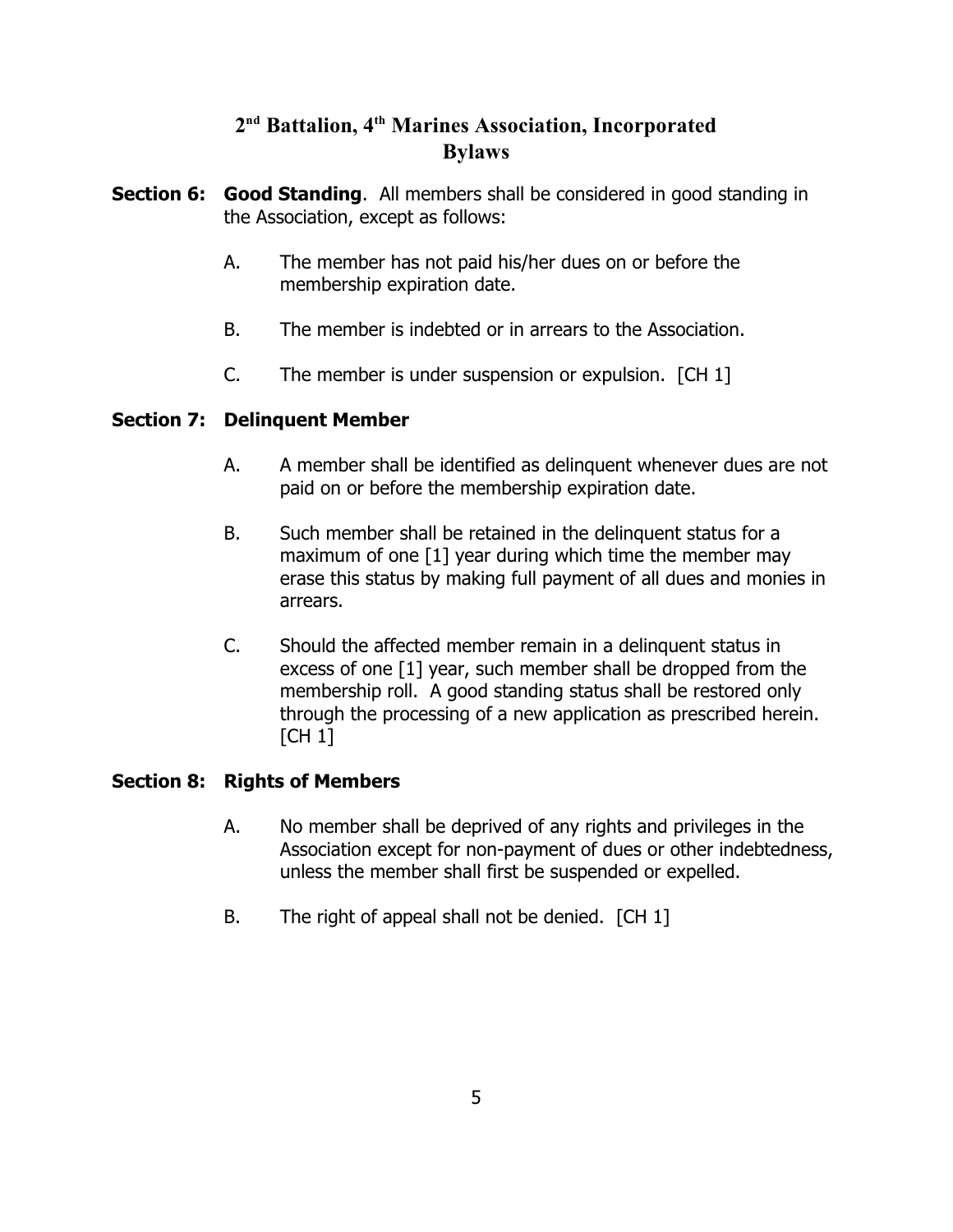**Section 6: Good Standing**. All members shall be considered in good standing in the Association, except as follows:

A. The member has not paid his/her dues on or before the membership expiration date.

B. The member is indebted or in arrears to the Association.

C. The member is under suspension or expulsion. [CH 1]

**Section 7: Delinquent Member**

A. A member shall be identified as delinquent whenever dues are not paid on or before the membership expiration date.

B. Such member shall be retained in the delinquent status for a maximum of one [1] year during which time the member may erase this status by making full payment of all dues and monies in arrears.

C. Should the affected member remain in a delinquent status in excess of one [1] year, such member shall be dropped from the membership roll. A good standing status shall be restored only through the processing of a new application as prescribed herein. [CH 1]

**Section 8: Rights of Members**

A. No member shall be deprived of any rights and privileges in the Association except for non-payment of dues or other indebtedness, unless the member shall first be suspended or expelled.

B. The right of appeal shall not be denied. [CH 1]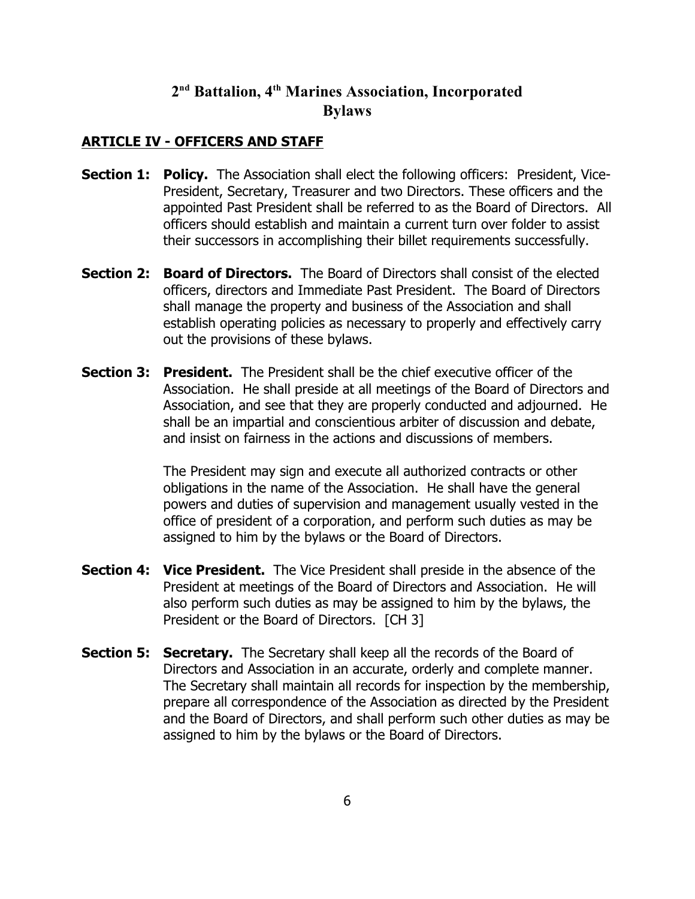# 2nd Battalion, 4th Marines Association, Incorporated
# Bylaws

## ARTICLE IV - OFFICERS AND STAFF

**Section 1: Policy.** The Association shall elect the following officers: President, Vice-President, Secretary, Treasurer and two Directors. These officers and the appointed Past President shall be referred to as the Board of Directors. All officers should establish and maintain a current turn over folder to assist their successors in accomplishing their billet requirements successfully.

**Section 2: Board of Directors.** The Board of Directors shall consist of the elected officers, directors and Immediate Past President. The Board of Directors shall manage the property and business of the Association and shall establish operating policies as necessary to properly and effectively carry out the provisions of these bylaws.

**Section 3: President.** The President shall be the chief executive officer of the Association. He shall preside at all meetings of the Board of Directors and Association, and see that they are properly conducted and adjourned. He shall be an impartial and conscientious arbiter of discussion and debate, and insist on fairness in the actions and discussions of members.

The President may sign and execute all authorized contracts or other obligations in the name of the Association. He shall have the general powers and duties of supervision and management usually vested in the office of president of a corporation, and perform such duties as may be assigned to him by the bylaws or the Board of Directors.

**Section 4: Vice President.** The Vice President shall preside in the absence of the President at meetings of the Board of Directors and Association. He will also perform such duties as may be assigned to him by the bylaws, the President or the Board of Directors. [CH 3]

**Section 5: Secretary.** The Secretary shall keep all the records of the Board of Directors and Association in an accurate, orderly and complete manner. The Secretary shall maintain all records for inspection by the membership, prepare all correspondence of the Association as directed by the President and the Board of Directors, and shall perform such other duties as may be assigned to him by the bylaws or the Board of Directors.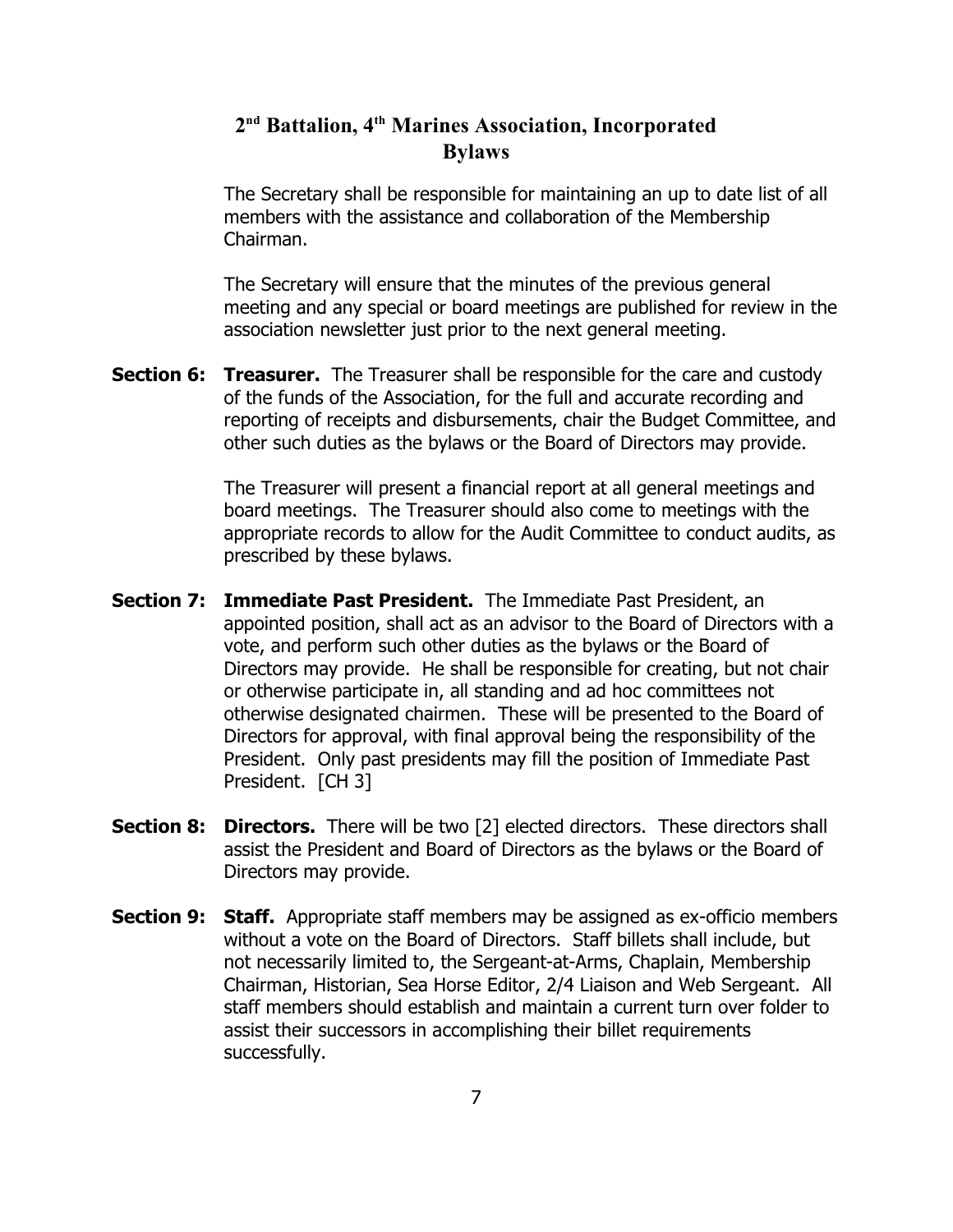The Secretary shall be responsible for maintaining an up to date list of all members with the assistance and collaboration of the Membership Chairman.

The Secretary will ensure that the minutes of the previous general meeting and any special or board meetings are published for review in the association newsletter just prior to the next general meeting.

**Section 6: Treasurer.** The Treasurer shall be responsible for the care and custody of the funds of the Association, for the full and accurate recording and reporting of receipts and disbursements, chair the Budget Committee, and other such duties as the bylaws or the Board of Directors may provide.

The Treasurer will present a financial report at all general meetings and board meetings. The Treasurer should also come to meetings with the appropriate records to allow for the Audit Committee to conduct audits, as prescribed by these bylaws.

**Section 7: Immediate Past President.** The Immediate Past President, an appointed position, shall act as an advisor to the Board of Directors with a vote, and perform such other duties as the bylaws or the Board of Directors may provide. He shall be responsible for creating, but not chair or otherwise participate in, all standing and ad hoc committees not otherwise designated chairmen. These will be presented to the Board of Directors for approval, with final approval being the responsibility of the President. Only past presidents may fill the position of Immediate Past President. [CH 3]

**Section 8: Directors.** There will be two [2] elected directors. These directors shall assist the President and Board of Directors as the bylaws or the Board of Directors may provide.

**Section 9: Staff.** Appropriate staff members may be assigned as ex-officio members without a vote on the Board of Directors. Staff billets shall include, but not necessarily limited to, the Sergeant-at-Arms, Chaplain, Membership Chairman, Historian, Sea Horse Editor, 2/4 Liaison and Web Sergeant. All staff members should establish and maintain a current turn over folder to assist their successors in accomplishing their billet requirements successfully.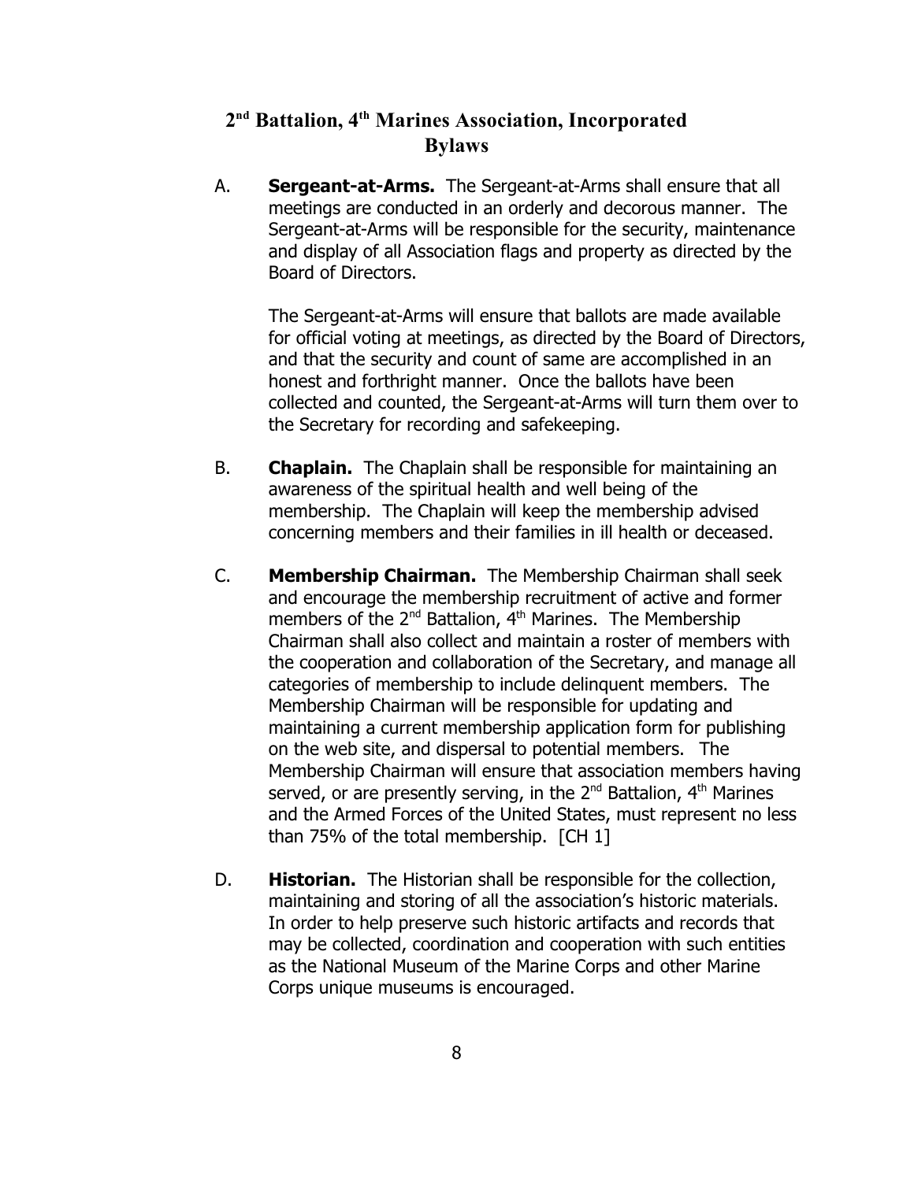A. **Sergeant-at-Arms.** The Sergeant-at-Arms shall ensure that all meetings are conducted in an orderly and decorous manner. The Sergeant-at-Arms will be responsible for the security, maintenance and display of all Association flags and property as directed by the Board of Directors.

   The Sergeant-at-Arms will ensure that ballots are made available for official voting at meetings, as directed by the Board of Directors, and that the security and count of same are accomplished in an honest and forthright manner. Once the ballots have been collected and counted, the Sergeant-at-Arms will turn them over to the Secretary for recording and safekeeping.

B. **Chaplain.** The Chaplain shall be responsible for maintaining an awareness of the spiritual health and well being of the membership. The Chaplain will keep the membership advised concerning members and their families in ill health or deceased.

C. **Membership Chairman.** The Membership Chairman shall seek and encourage the membership recruitment of active and former members of the 2nd Battalion, 4th Marines. The Membership Chairman shall also collect and maintain a roster of members with the cooperation and collaboration of the Secretary, and manage all categories of membership to include delinquent members. The Membership Chairman will be responsible for updating and maintaining a current membership application form for publishing on the web site, and dispersal to potential members. The Membership Chairman will ensure that association members having served, or are presently serving, in the 2nd Battalion, 4th Marines and the Armed Forces of the United States, must represent no less than 75% of the total membership. [CH 1]

D. **Historian.** The Historian shall be responsible for the collection, maintaining and storing of all the association's historic materials. In order to help preserve such historic artifacts and records that may be collected, coordination and cooperation with such entities as the National Museum of the Marine Corps and other Marine Corps unique museums is encouraged.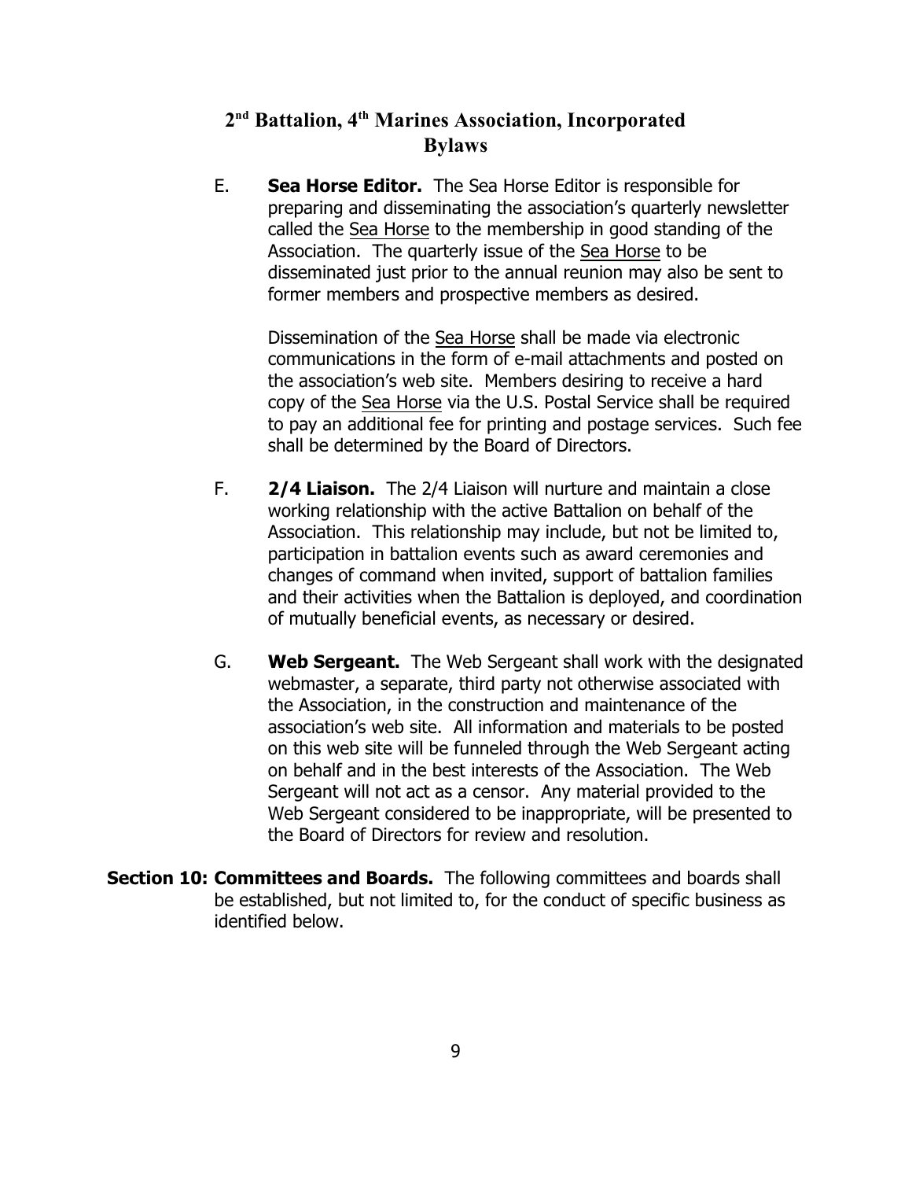E. **Sea Horse Editor.** The Sea Horse Editor is responsible for preparing and disseminating the association's quarterly newsletter called the Sea Horse to the membership in good standing of the Association. The quarterly issue of the Sea Horse to be disseminated just prior to the annual reunion may also be sent to former members and prospective members as desired.

   Dissemination of the Sea Horse shall be made via electronic communications in the form of e-mail attachments and posted on the association's web site. Members desiring to receive a hard copy of the Sea Horse via the U.S. Postal Service shall be required to pay an additional fee for printing and postage services. Such fee shall be determined by the Board of Directors.

F. **2/4 Liaison.** The 2/4 Liaison will nurture and maintain a close working relationship with the active Battalion on behalf of the Association. This relationship may include, but not be limited to, participation in battalion events such as award ceremonies and changes of command when invited, support of battalion families and their activities when the Battalion is deployed, and coordination of mutually beneficial events, as necessary or desired.

G. **Web Sergeant.** The Web Sergeant shall work with the designated webmaster, a separate, third party not otherwise associated with the Association, in the construction and maintenance of the association's web site. All information and materials to be posted on this web site will be funneled through the Web Sergeant acting on behalf and in the best interests of the Association. The Web Sergeant will not act as a censor. Any material provided to the Web Sergeant considered to be inappropriate, will be presented to the Board of Directors for review and resolution.

**Section 10: Committees and Boards.** The following committees and boards shall be established, but not limited to, for the conduct of specific business as identified below.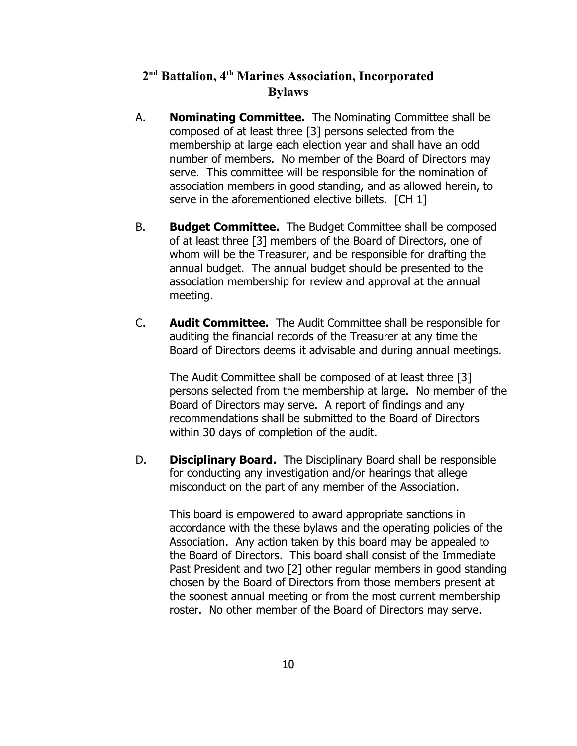A. **Nominating Committee.** The Nominating Committee shall be composed of at least three [3] persons selected from the membership at large each election year and shall have an odd number of members. No member of the Board of Directors may serve. This committee will be responsible for the nomination of association members in good standing, and as allowed herein, to serve in the aforementioned elective billets. [CH 1]

B. **Budget Committee.** The Budget Committee shall be composed of at least three [3] members of the Board of Directors, one of whom will be the Treasurer, and be responsible for drafting the annual budget. The annual budget should be presented to the association membership for review and approval at the annual meeting.

C. **Audit Committee.** The Audit Committee shall be responsible for auditing the financial records of the Treasurer at any time the Board of Directors deems it advisable and during annual meetings.

   The Audit Committee shall be composed of at least three [3] persons selected from the membership at large. No member of the Board of Directors may serve. A report of findings and any recommendations shall be submitted to the Board of Directors within 30 days of completion of the audit.

D. **Disciplinary Board.** The Disciplinary Board shall be responsible for conducting any investigation and/or hearings that allege misconduct on the part of any member of the Association.

   This board is empowered to award appropriate sanctions in accordance with the these bylaws and the operating policies of the Association. Any action taken by this board may be appealed to the Board of Directors. This board shall consist of the Immediate Past President and two [2] other regular members in good standing chosen by the Board of Directors from those members present at the soonest annual meeting or from the most current membership roster. No other member of the Board of Directors may serve.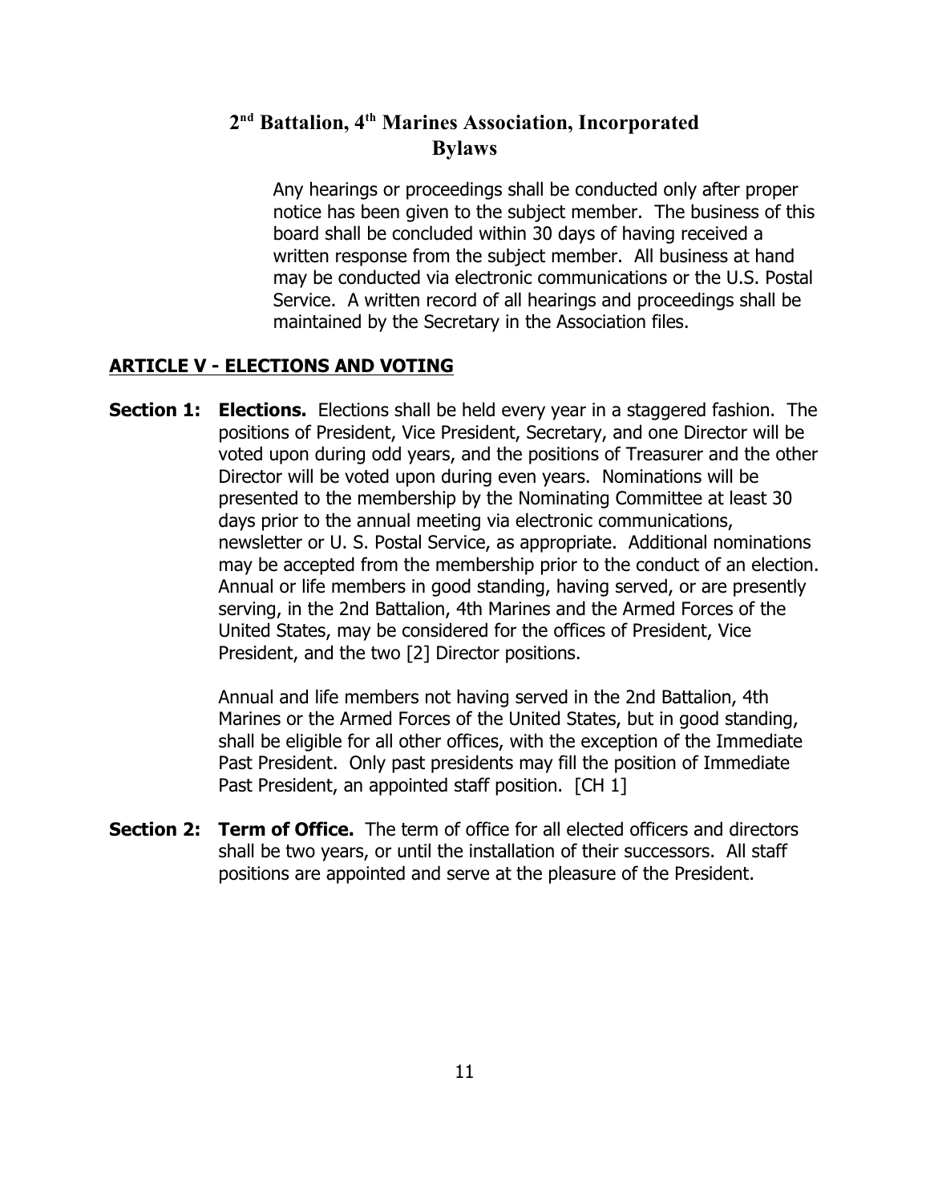Any hearings or proceedings shall be conducted only after proper notice has been given to the subject member. The business of this board shall be concluded within 30 days of having received a written response from the subject member. All business at hand may be conducted via electronic communications or the U.S. Postal Service. A written record of all hearings and proceedings shall be maintained by the Secretary in the Association files.

## ARTICLE V - ELECTIONS AND VOTING

**Section 1: Elections.** Elections shall be held every year in a staggered fashion. The positions of President, Vice President, Secretary, and one Director will be voted upon during odd years, and the positions of Treasurer and the other Director will be voted upon during even years. Nominations will be presented to the membership by the Nominating Committee at least 30 days prior to the annual meeting via electronic communications, newsletter or U. S. Postal Service, as appropriate. Additional nominations may be accepted from the membership prior to the conduct of an election. Annual or life members in good standing, having served, or are presently serving, in the 2nd Battalion, 4th Marines and the Armed Forces of the United States, may be considered for the offices of President, Vice President, and the two [2] Director positions.

Annual and life members not having served in the 2nd Battalion, 4th Marines or the Armed Forces of the United States, but in good standing, shall be eligible for all other offices, with the exception of the Immediate Past President. Only past presidents may fill the position of Immediate Past President, an appointed staff position. [CH 1]

**Section 2: Term of Office.** The term of office for all elected officers and directors shall be two years, or until the installation of their successors. All staff positions are appointed and serve at the pleasure of the President.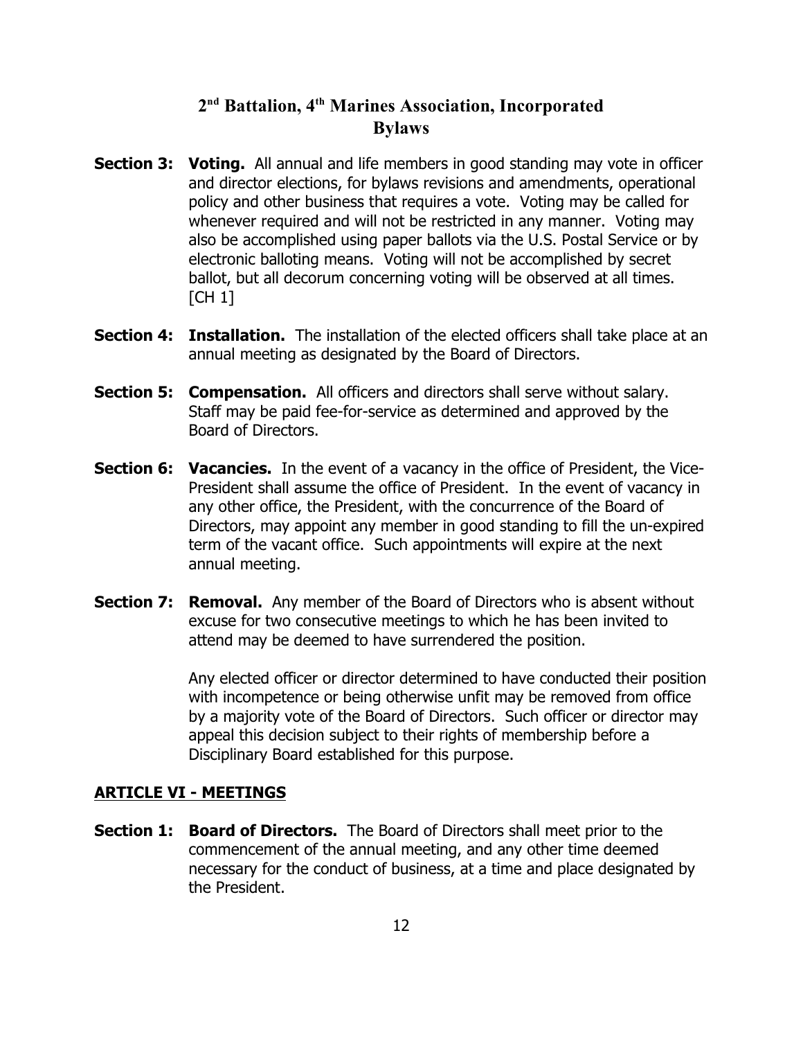**Section 3: Voting.** All annual and life members in good standing may vote in officer and director elections, for bylaws revisions and amendments, operational policy and other business that requires a vote. Voting may be called for whenever required and will not be restricted in any manner. Voting may also be accomplished using paper ballots via the U.S. Postal Service or by electronic balloting means. Voting will not be accomplished by secret ballot, but all decorum concerning voting will be observed at all times. [CH 1]

**Section 4: Installation.** The installation of the elected officers shall take place at an annual meeting as designated by the Board of Directors.

**Section 5: Compensation.** All officers and directors shall serve without salary. Staff may be paid fee-for-service as determined and approved by the Board of Directors.

**Section 6: Vacancies.** In the event of a vacancy in the office of President, the Vice-President shall assume the office of President. In the event of vacancy in any other office, the President, with the concurrence of the Board of Directors, may appoint any member in good standing to fill the un-expired term of the vacant office. Such appointments will expire at the next annual meeting.

**Section 7: Removal.** Any member of the Board of Directors who is absent without excuse for two consecutive meetings to which he has been invited to attend may be deemed to have surrendered the position.

Any elected officer or director determined to have conducted their position with incompetence or being otherwise unfit may be removed from office by a majority vote of the Board of Directors. Such officer or director may appeal this decision subject to their rights of membership before a Disciplinary Board established for this purpose.

## ARTICLE VI - MEETINGS

**Section 1: Board of Directors.** The Board of Directors shall meet prior to the commencement of the annual meeting, and any other time deemed necessary for the conduct of business, at a time and place designated by the President.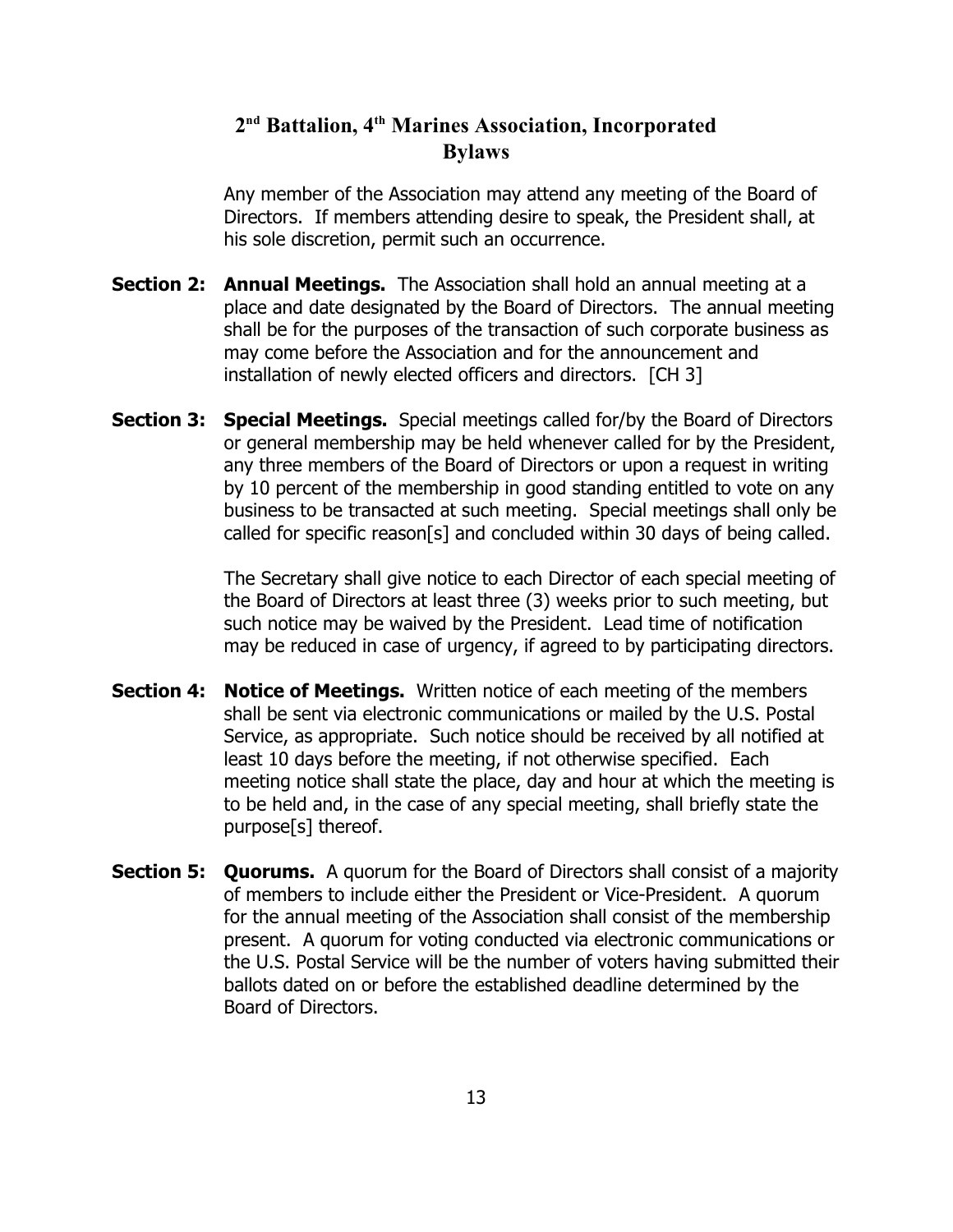Any member of the Association may attend any meeting of the Board of Directors. If members attending desire to speak, the President shall, at his sole discretion, permit such an occurrence.

**Section 2: Annual Meetings.** The Association shall hold an annual meeting at a place and date designated by the Board of Directors. The annual meeting shall be for the purposes of the transaction of such corporate business as may come before the Association and for the announcement and installation of newly elected officers and directors. [CH 3]

**Section 3: Special Meetings.** Special meetings called for/by the Board of Directors or general membership may be held whenever called for by the President, any three members of the Board of Directors or upon a request in writing by 10 percent of the membership in good standing entitled to vote on any business to be transacted at such meeting. Special meetings shall only be called for specific reason[s] and concluded within 30 days of being called.

The Secretary shall give notice to each Director of each special meeting of the Board of Directors at least three (3) weeks prior to such meeting, but such notice may be waived by the President. Lead time of notification may be reduced in case of urgency, if agreed to by participating directors.

**Section 4: Notice of Meetings.** Written notice of each meeting of the members shall be sent via electronic communications or mailed by the U.S. Postal Service, as appropriate. Such notice should be received by all notified at least 10 days before the meeting, if not otherwise specified. Each meeting notice shall state the place, day and hour at which the meeting is to be held and, in the case of any special meeting, shall briefly state the purpose[s] thereof.

**Section 5: Quorums.** A quorum for the Board of Directors shall consist of a majority of members to include either the President or Vice-President. A quorum for the annual meeting of the Association shall consist of the membership present. A quorum for voting conducted via electronic communications or the U.S. Postal Service will be the number of voters having submitted their ballots dated on or before the established deadline determined by the Board of Directors.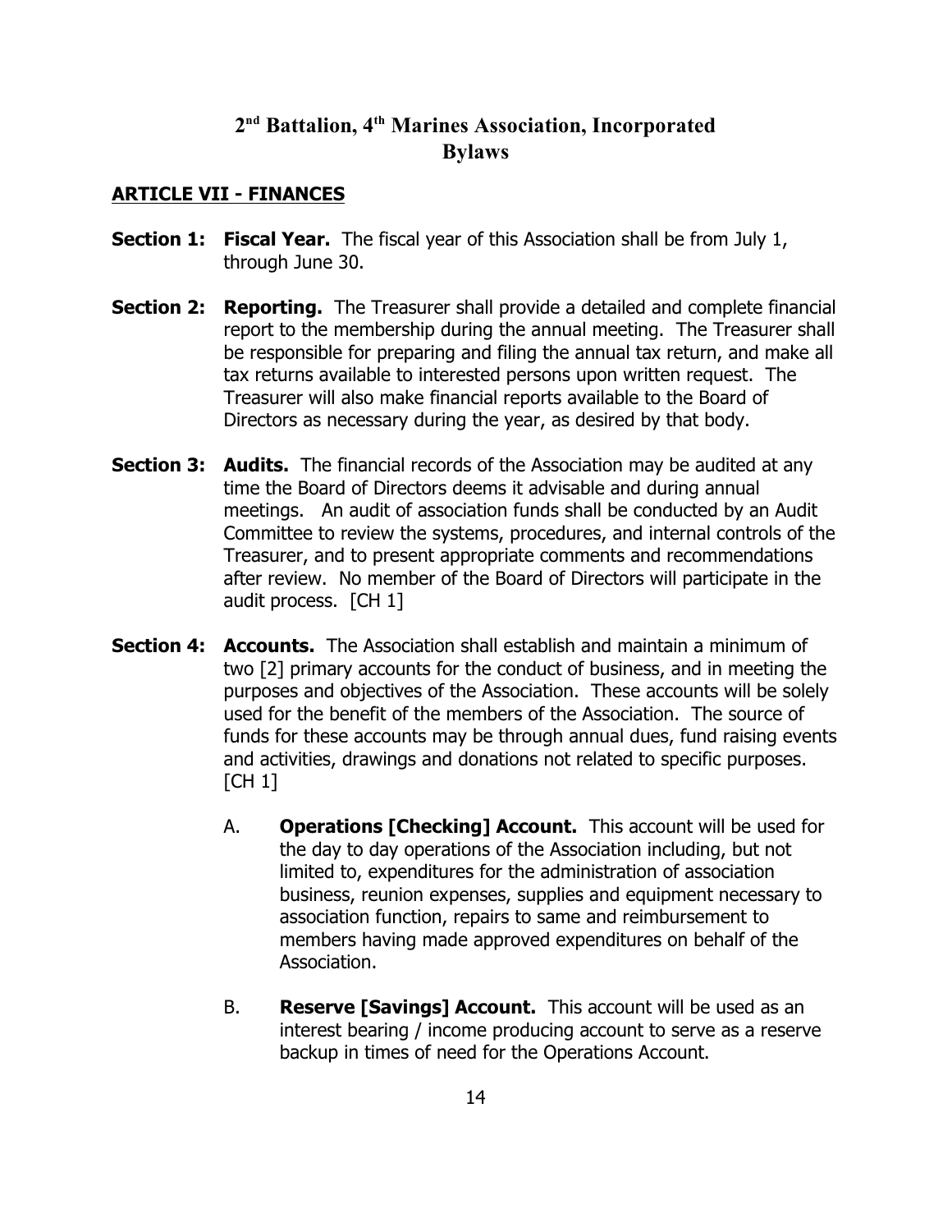# 2nd Battalion, 4th Marines Association, Incorporated
# Bylaws

## ARTICLE VII - FINANCES

**Section 1: Fiscal Year.** The fiscal year of this Association shall be from July 1, through June 30.

**Section 2: Reporting.** The Treasurer shall provide a detailed and complete financial report to the membership during the annual meeting. The Treasurer shall be responsible for preparing and filing the annual tax return, and make all tax returns available to interested persons upon written request. The Treasurer will also make financial reports available to the Board of Directors as necessary during the year, as desired by that body.

**Section 3: Audits.** The financial records of the Association may be audited at any time the Board of Directors deems it advisable and during annual meetings. An audit of association funds shall be conducted by an Audit Committee to review the systems, procedures, and internal controls of the Treasurer, and to present appropriate comments and recommendations after review. No member of the Board of Directors will participate in the audit process. [CH 1]

**Section 4: Accounts.** The Association shall establish and maintain a minimum of two [2] primary accounts for the conduct of business, and in meeting the purposes and objectives of the Association. These accounts will be solely used for the benefit of the members of the Association. The source of funds for these accounts may be through annual dues, fund raising events and activities, drawings and donations not related to specific purposes. [CH 1]

A. **Operations [Checking] Account.** This account will be used for the day to day operations of the Association including, but not limited to, expenditures for the administration of association business, reunion expenses, supplies and equipment necessary to association function, repairs to same and reimbursement to members having made approved expenditures on behalf of the Association.

B. **Reserve [Savings] Account.** This account will be used as an interest bearing / income producing account to serve as a reserve backup in times of need for the Operations Account.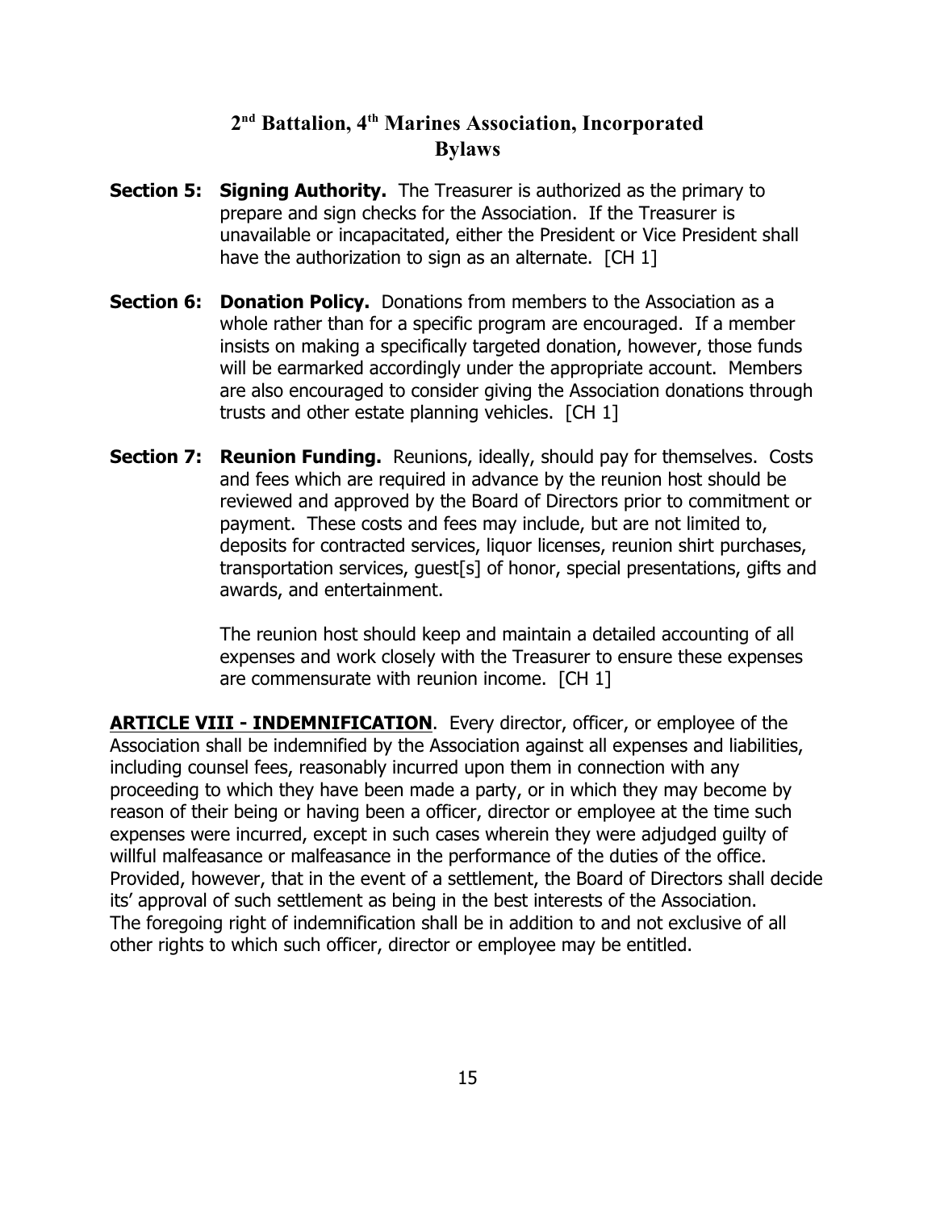**Section 5: Signing Authority.** The Treasurer is authorized as the primary to prepare and sign checks for the Association. If the Treasurer is unavailable or incapacitated, either the President or Vice President shall have the authorization to sign as an alternate. [CH 1]

**Section 6: Donation Policy.** Donations from members to the Association as a whole rather than for a specific program are encouraged. If a member insists on making a specifically targeted donation, however, those funds will be earmarked accordingly under the appropriate account. Members are also encouraged to consider giving the Association donations through trusts and other estate planning vehicles. [CH 1]

**Section 7: Reunion Funding.** Reunions, ideally, should pay for themselves. Costs and fees which are required in advance by the reunion host should be reviewed and approved by the Board of Directors prior to commitment or payment. These costs and fees may include, but are not limited to, deposits for contracted services, liquor licenses, reunion shirt purchases, transportation services, guest[s] of honor, special presentations, gifts and awards, and entertainment.

The reunion host should keep and maintain a detailed accounting of all expenses and work closely with the Treasurer to ensure these expenses are commensurate with reunion income. [CH 1]

**ARTICLE VIII - INDEMNIFICATION**. Every director, officer, or employee of the Association shall be indemnified by the Association against all expenses and liabilities, including counsel fees, reasonably incurred upon them in connection with any proceeding to which they have been made a party, or in which they may become by reason of their being or having been a officer, director or employee at the time such expenses were incurred, except in such cases wherein they were adjudged guilty of willful malfeasance or malfeasance in the performance of the duties of the office. Provided, however, that in the event of a settlement, the Board of Directors shall decide its' approval of such settlement as being in the best interests of the Association. The foregoing right of indemnification shall be in addition to and not exclusive of all other rights to which such officer, director or employee may be entitled.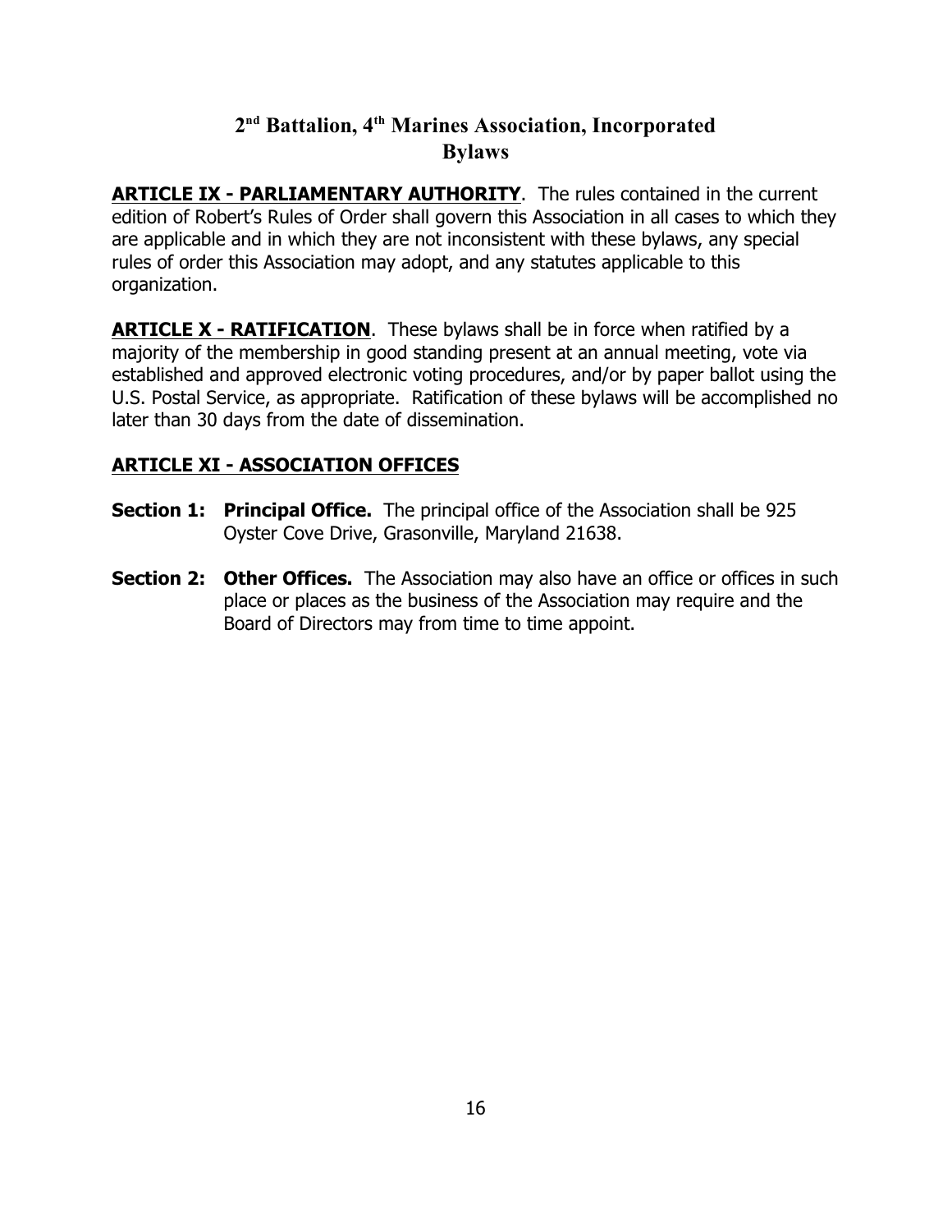**ARTICLE IX - PARLIAMENTARY AUTHORITY**. The rules contained in the current edition of Robert's Rules of Order shall govern this Association in all cases to which they are applicable and in which they are not inconsistent with these bylaws, any special rules of order this Association may adopt, and any statutes applicable to this organization.

**ARTICLE X - RATIFICATION**. These bylaws shall be in force when ratified by a majority of the membership in good standing present at an annual meeting, vote via established and approved electronic voting procedures, and/or by paper ballot using the U.S. Postal Service, as appropriate. Ratification of these bylaws will be accomplished no later than 30 days from the date of dissemination.

**ARTICLE XI - ASSOCIATION OFFICES**

**Section 1: Principal Office.** The principal office of the Association shall be 925 Oyster Cove Drive, Grasonville, Maryland 21638.

**Section 2: Other Offices.** The Association may also have an office or offices in such place or places as the business of the Association may require and the Board of Directors may from time to time appoint.